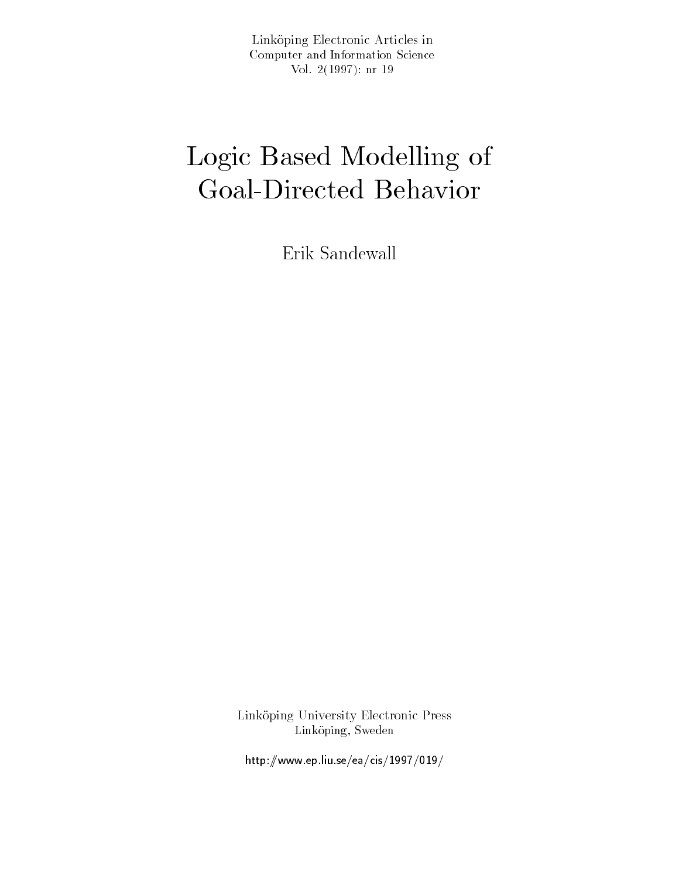Linköping Electronic Articles in
Computer and Information Science
Vol. 2(1997): nr 19

# Logic Based Modelling of Goal-Directed Behavior

Erik Sandewall

Linköping University Electronic Press
Linköping, Sweden

http://www.ep.liu.se/ea/cis/1997/019/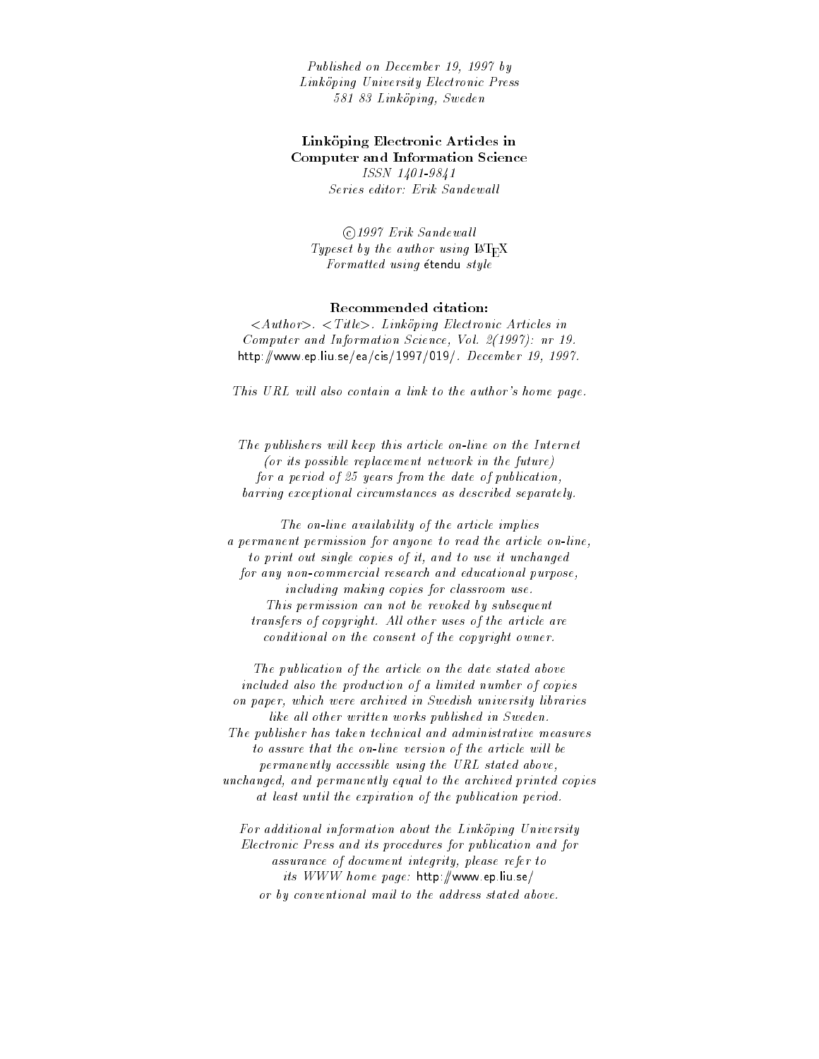*Published on December 19, 1997 by*
*Linköping University Electronic Press*
*581 83 Linköping, Sweden*

**Linköping Electronic Articles in**
**Computer and Information Science**
*ISSN 1401-9841*
*Series editor: Erik Sandewall*

*©1997 Erik Sandewall*
*Typeset by the author using LaTeX*
*Formatted using* étendu *style*

**Recommended citation:**

*<Author>. <Title>. Linköping Electronic Articles in Computer and Information Science, Vol. 2(1997): nr 19.* http://www.ep.liu.se/ea/cis/1997/019/. *December 19, 1997.*

*This URL will also contain a link to the author's home page.*

*The publishers will keep this article on-line on the Internet (or its possible replacement network in the future) for a period of 25 years from the date of publication, barring exceptional circumstances as described separately.*

*The on-line availability of the article implies a permanent permission for anyone to read the article on-line, to print out single copies of it, and to use it unchanged for any non-commercial research and educational purpose, including making copies for classroom use. This permission can not be revoked by subsequent transfers of copyright. All other uses of the article are conditional on the consent of the copyright owner.*

*The publication of the article on the date stated above included also the production of a limited number of copies on paper, which were archived in Swedish university libraries like all other written works published in Sweden. The publisher has taken technical and administrative measures to assure that the on-line version of the article will be permanently accessible using the URL stated above, unchanged, and permanently equal to the archived printed copies at least until the expiration of the publication period.*

*For additional information about the Linköping University Electronic Press and its procedures for publication and for assurance of document integrity, please refer to its WWW home page:* http://www.ep.liu.se/ *or by conventional mail to the address stated above.*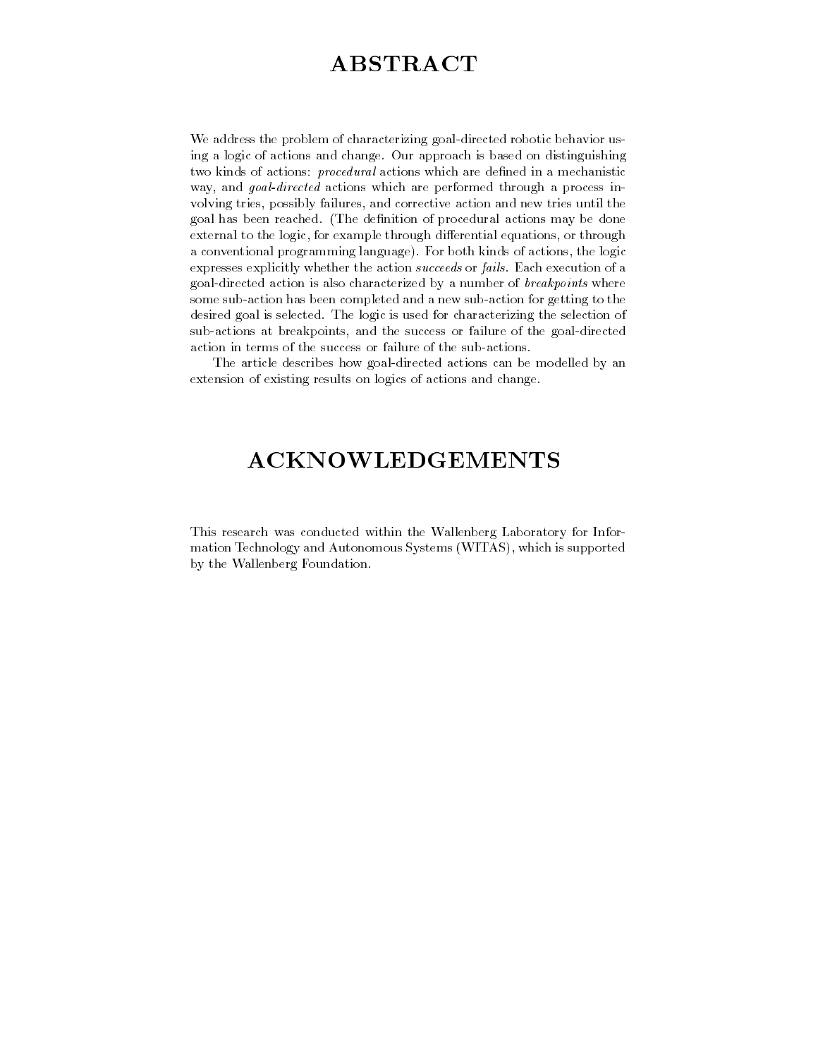# ABSTRACT

We address the problem of characterizing goal-directed robotic behavior using a logic of actions and change. Our approach is based on distinguishing two kinds of actions: *procedural* actions which are defined in a mechanistic way, and *goal-directed* actions which are performed through a process involving tries, possibly failures, and corrective action and new tries until the goal has been reached. (The definition of procedural actions may be done external to the logic, for example through differential equations, or through a conventional programming language). For both kinds of actions, the logic expresses explicitly whether the action *succeeds* or *fails*. Each execution of a goal-directed action is also characterized by a number of *breakpoints* where some sub-action has been completed and a new sub-action for getting to the desired goal is selected. The logic is used for characterizing the selection of sub-actions at breakpoints, and the success or failure of the goal-directed action in terms of the success or failure of the sub-actions.

The article describes how goal-directed actions can be modelled by an extension of existing results on logics of actions and change.

# ACKNOWLEDGEMENTS

This research was conducted within the Wallenberg Laboratory for Information Technology and Autonomous Systems (WITAS), which is supported by the Wallenberg Foundation.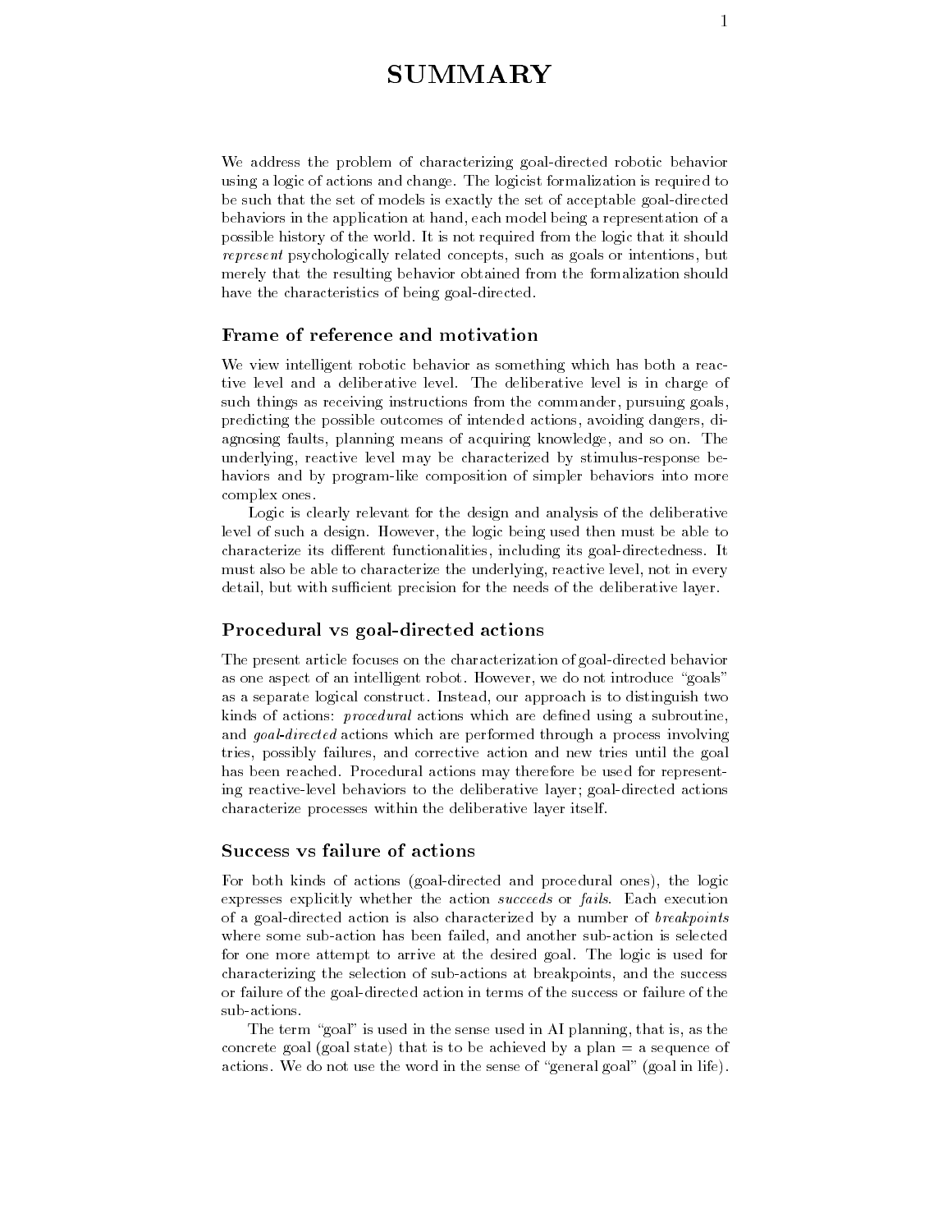# SUMMARY

We address the problem of characterizing goal-directed robotic behavior using a logic of actions and change. The logicist formalization is required to be such that the set of models is exactly the set of acceptable goal-directed behaviors in the application at hand, each model being a representation of a possible history of the world. It is not required from the logic that it should *represent* psychologically related concepts, such as goals or intentions, but merely that the resulting behavior obtained from the formalization should have the characteristics of being goal-directed.

## Frame of reference and motivation

We view intelligent robotic behavior as something which has both a reactive level and a deliberative level. The deliberative level is in charge of such things as receiving instructions from the commander, pursuing goals, predicting the possible outcomes of intended actions, avoiding dangers, diagnosing faults, planning means of acquiring knowledge, and so on. The underlying, reactive level may be characterized by stimulus-response behaviors and by program-like composition of simpler behaviors into more complex ones.

Logic is clearly relevant for the design and analysis of the deliberative level of such a design. However, the logic being used then must be able to characterize its different functionalities, including its goal-directedness. It must also be able to characterize the underlying, reactive level, not in every detail, but with sufficient precision for the needs of the deliberative layer.

## Procedural vs goal-directed actions

The present article focuses on the characterization of goal-directed behavior as one aspect of an intelligent robot. However, we do not introduce "goals" as a separate logical construct. Instead, our approach is to distinguish two kinds of actions: *procedural* actions which are defined using a subroutine, and *goal-directed* actions which are performed through a process involving tries, possibly failures, and corrective action and new tries until the goal has been reached. Procedural actions may therefore be used for representing reactive-level behaviors to the deliberative layer; goal-directed actions characterize processes within the deliberative layer itself.

## Success vs failure of actions

For both kinds of actions (goal-directed and procedural ones), the logic expresses explicitly whether the action *succeeds* or *fails*. Each execution of a goal-directed action is also characterized by a number of *breakpoints* where some sub-action has been failed, and another sub-action is selected for one more attempt to arrive at the desired goal. The logic is used for characterizing the selection of sub-actions at breakpoints, and the success or failure of the goal-directed action in terms of the success or failure of the sub-actions.

The term "goal" is used in the sense used in AI planning, that is, as the concrete goal (goal state) that is to be achieved by a plan = a sequence of actions. We do not use the word in the sense of "general goal" (goal in life).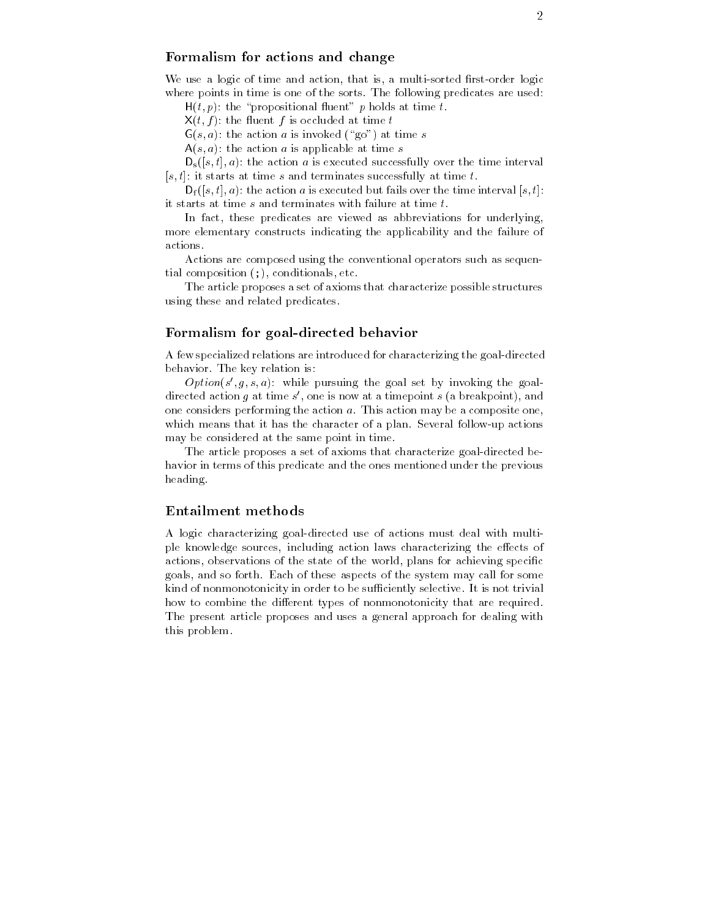## Formalism for actions and change

We use a logic of time and action, that is, a multi-sorted first-order logic where points in time is one of the sorts. The following predicates are used:

$\mathsf{H}(t, p)$: the "propositional fluent" $p$ holds at time $t$.

$\mathsf{X}(t, f)$: the fluent $f$ is occluded at time $t$

$\mathsf{G}(s, a)$: the action $a$ is invoked ("go") at time $s$

$\mathsf{A}(s, a)$: the action $a$ is applicable at time $s$

$\mathsf{D}_\mathrm{s}([s, t], a)$: the action $a$ is executed successfully over the time interval $[s, t]$: it starts at time $s$ and terminates successfully at time $t$.

$\mathsf{D}_\mathrm{f}([s, t], a)$: the action $a$ is executed but fails over the time interval $[s, t]$: it starts at time $s$ and terminates with failure at time $t$.

In fact, these predicates are viewed as abbreviations for underlying, more elementary constructs indicating the applicability and the failure of actions.

Actions are composed using the conventional operators such as sequential composition (;), conditionals, etc.

The article proposes a set of axioms that characterize possible structures using these and related predicates.

## Formalism for goal-directed behavior

A few specialized relations are introduced for characterizing the goal-directed behavior. The key relation is:

$Option(s', g, s, a)$: while pursuing the goal set by invoking the goal-directed action $g$ at time $s'$, one is now at a timepoint $s$ (a breakpoint), and one considers performing the action $a$. This action may be a composite one, which means that it has the character of a plan. Several follow-up actions may be considered at the same point in time.

The article proposes a set of axioms that characterize goal-directed behavior in terms of this predicate and the ones mentioned under the previous heading.

## Entailment methods

A logic characterizing goal-directed use of actions must deal with multiple knowledge sources, including action laws characterizing the effects of actions, observations of the state of the world, plans for achieving specific goals, and so forth. Each of these aspects of the system may call for some kind of nonmonotonicity in order to be sufficiently selective. It is not trivial how to combine the different types of nonmonotonicity that are required. The present article proposes and uses a general approach for dealing with this problem.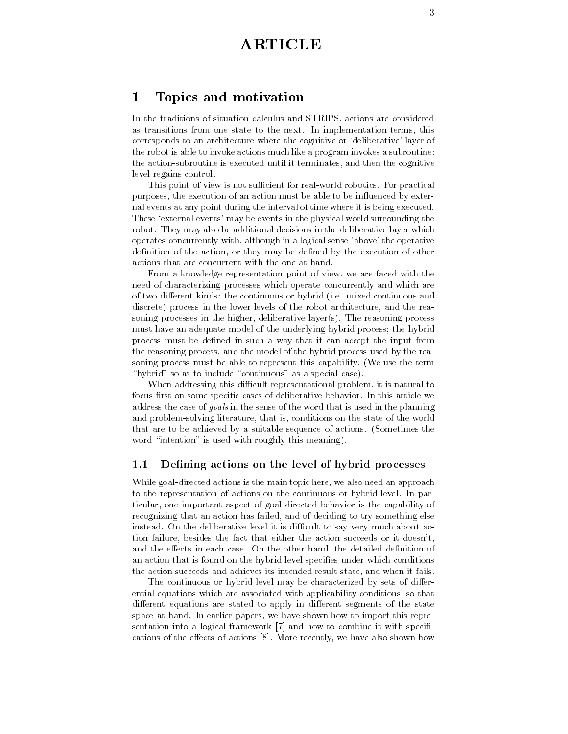# ARTICLE

## 1 Topics and motivation

In the traditions of situation calculus and STRIPS, actions are considered as transitions from one state to the next. In implementation terms, this corresponds to an architecture where the cognitive or 'deliberative' layer of the robot is able to invoke actions much like a program invokes a subroutine: the action-subroutine is executed until it terminates, and then the cognitive level regains control.

This point of view is not sufficient for real-world robotics. For practical purposes, the execution of an action must be able to be influenced by external events at any point during the interval of time where it is being executed. These 'external events' may be events in the physical world surrounding the robot. They may also be additional decisions in the deliberative layer which operates concurrently with, although in a logical sense 'above' the operative definition of the action, or they may be defined by the execution of other actions that are concurrent with the one at hand.

From a knowledge representation point of view, we are faced with the need of characterizing processes which operate concurrently and which are of two different kinds: the continuous or hybrid (i.e. mixed continuous and discrete) process in the lower levels of the robot architecture, and the reasoning processes in the higher, deliberative layer(s). The reasoning process must have an adequate model of the underlying hybrid process; the hybrid process must be defined in such a way that it can accept the input from the reasoning process, and the model of the hybrid process used by the reasoning process must be able to represent this capability. (We use the term "hybrid" so as to include "continuous" as a special case).

When addressing this difficult representational problem, it is natural to focus first on some specific cases of deliberative behavior. In this article we address the case of *goals* in the sense of the word that is used in the planning and problem-solving literature, that is, conditions on the state of the world that are to be achieved by a suitable sequence of actions. (Sometimes the word "intention" is used with roughly this meaning).

### 1.1 Defining actions on the level of hybrid processes

While goal-directed actions is the main topic here, we also need an approach to the representation of actions on the continuous or hybrid level. In particular, one important aspect of goal-directed behavior is the capability of recognizing that an action has failed, and of deciding to try something else instead. On the deliberative level it is difficult to say very much about action failure, besides the fact that either the action succeeds or it doesn't, and the effects in each case. On the other hand, the detailed definition of an action that is found on the hybrid level specifies under which conditions the action succeeds and achieves its intended result state, and when it fails.

The continuous or hybrid level may be characterized by sets of differential equations which are associated with applicability conditions, so that different equations are stated to apply in different segments of the state space at hand. In earlier papers, we have shown how to import this representation into a logical framework [7] and how to combine it with specifications of the effects of actions [8]. More recently, we have also shown how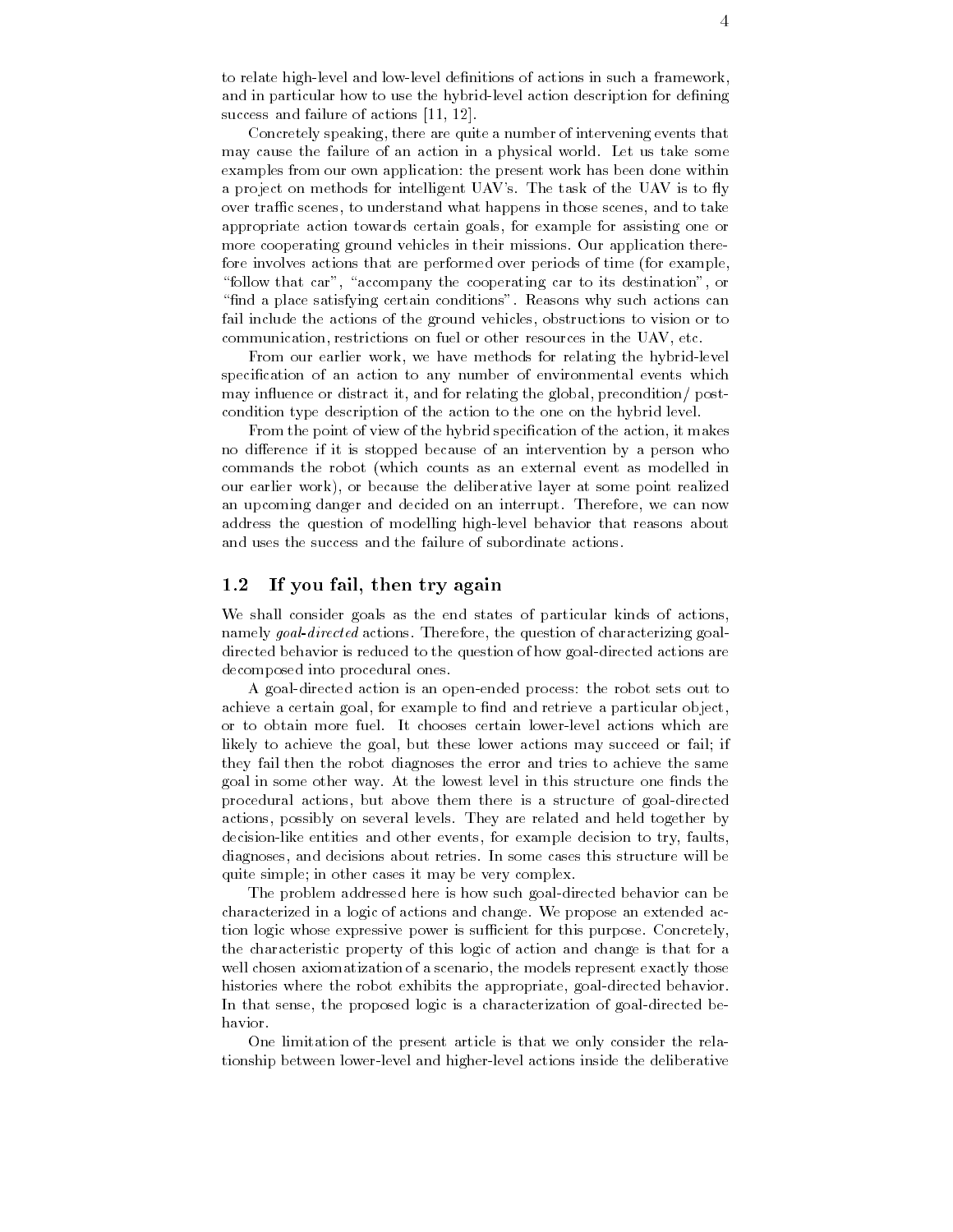to relate high-level and low-level definitions of actions in such a framework, and in particular how to use the hybrid-level action description for defining success and failure of actions [11, 12].

Concretely speaking, there are quite a number of intervening events that may cause the failure of an action in a physical world. Let us take some examples from our own application: the present work has been done within a project on methods for intelligent UAV's. The task of the UAV is to fly over traffic scenes, to understand what happens in those scenes, and to take appropriate action towards certain goals, for example for assisting one or more cooperating ground vehicles in their missions. Our application therefore involves actions that are performed over periods of time (for example, "follow that car", "accompany the cooperating car to its destination", or "find a place satisfying certain conditions". Reasons why such actions can fail include the actions of the ground vehicles, obstructions to vision or to communication, restrictions on fuel or other resources in the UAV, etc.

From our earlier work, we have methods for relating the hybrid-level specification of an action to any number of environmental events which may influence or distract it, and for relating the global, precondition/ postcondition type description of the action to the one on the hybrid level.

From the point of view of the hybrid specification of the action, it makes no difference if it is stopped because of an intervention by a person who commands the robot (which counts as an external event as modelled in our earlier work), or because the deliberative layer at some point realized an upcoming danger and decided on an interrupt. Therefore, we can now address the question of modelling high-level behavior that reasons about and uses the success and the failure of subordinate actions.

## 1.2 If you fail, then try again

We shall consider goals as the end states of particular kinds of actions, namely *goal-directed* actions. Therefore, the question of characterizing goal-directed behavior is reduced to the question of how goal-directed actions are decomposed into procedural ones.

A goal-directed action is an open-ended process: the robot sets out to achieve a certain goal, for example to find and retrieve a particular object, or to obtain more fuel. It chooses certain lower-level actions which are likely to achieve the goal, but these lower actions may succeed or fail; if they fail then the robot diagnoses the error and tries to achieve the same goal in some other way. At the lowest level in this structure one finds the procedural actions, but above them there is a structure of goal-directed actions, possibly on several levels. They are related and held together by decision-like entities and other events, for example decision to try, faults, diagnoses, and decisions about retries. In some cases this structure will be quite simple; in other cases it may be very complex.

The problem addressed here is how such goal-directed behavior can be characterized in a logic of actions and change. We propose an extended action logic whose expressive power is sufficient for this purpose. Concretely, the characteristic property of this logic of action and change is that for a well chosen axiomatization of a scenario, the models represent exactly those histories where the robot exhibits the appropriate, goal-directed behavior. In that sense, the proposed logic is a characterization of goal-directed behavior.

One limitation of the present article is that we only consider the relationship between lower-level and higher-level actions inside the deliberative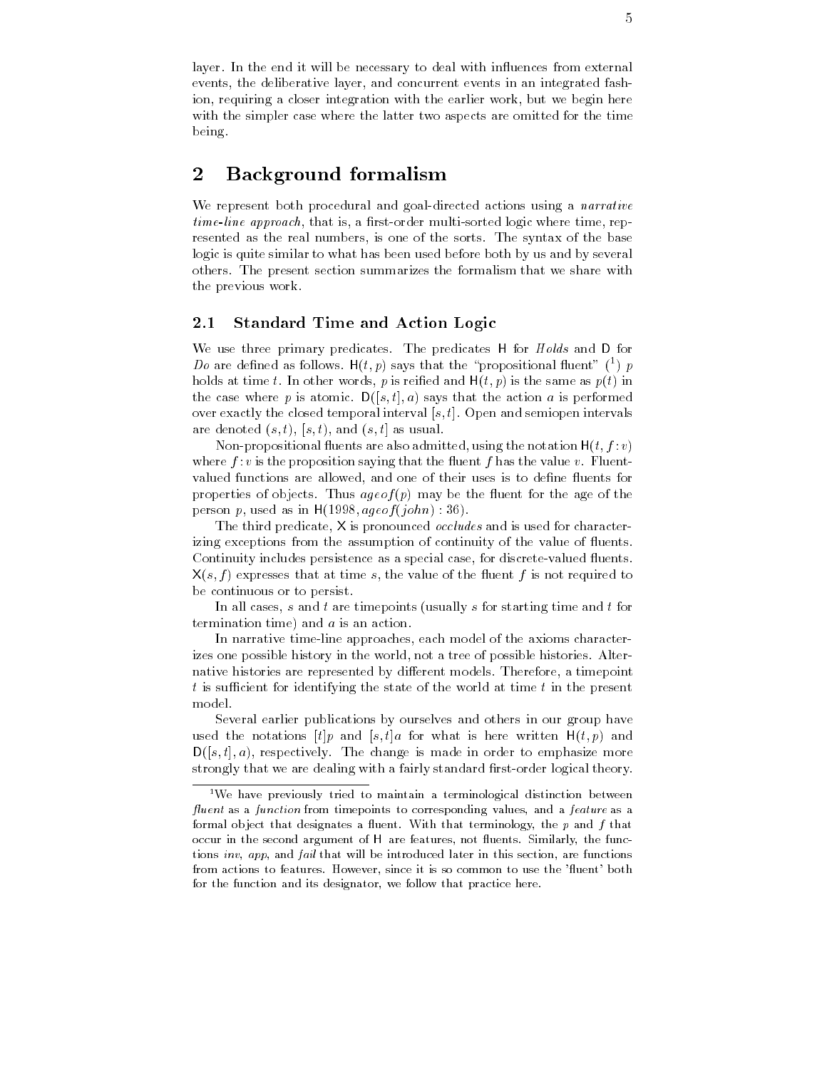layer. In the end it will be necessary to deal with influences from external events, the deliberative layer, and concurrent events in an integrated fashion, requiring a closer integration with the earlier work, but we begin here with the simpler case where the latter two aspects are omitted for the time being.

# 2 Background formalism

We represent both procedural and goal-directed actions using a *narrative time-line approach*, that is, a first-order multi-sorted logic where time, represented as the real numbers, is one of the sorts. The syntax of the base logic is quite similar to what has been used before both by us and by several others. The present section summarizes the formalism that we share with the previous work.

## 2.1 Standard Time and Action Logic

We use three primary predicates. The predicates $\mathsf{H}$ for *Holds* and $\mathsf{D}$ for *Do* are defined as follows. $\mathsf{H}(t, p)$ says that the "propositional fluent" ([1]) $p$ holds at time $t$. In other words, $p$ is reified and $\mathsf{H}(t, p)$ is the same as $p(t)$ in the case where $p$ is atomic. $\mathsf{D}([s, t], a)$ says that the action $a$ is performed over exactly the closed temporal interval $[s, t]$. Open and semiopen intervals are denoted $(s, t)$, $[s, t)$, and $(s, t]$ as usual.

Non-propositional fluents are also admitted, using the notation $\mathsf{H}(t, f : v)$ where $f : v$ is the proposition saying that the fluent $f$ has the value $v$. Fluent-valued functions are allowed, and one of their uses is to define fluents for properties of objects. Thus $ageof(p)$ may be the fluent for the age of the person $p$, used as in $\mathsf{H}(1998, ageof(john) : 36)$.

The third predicate, $\mathsf{X}$ is pronounced *occludes* and is used for characterizing exceptions from the assumption of continuity of the value of fluents. Continuity includes persistence as a special case, for discrete-valued fluents. $\mathsf{X}(s, f)$ expresses that at time $s$, the value of the fluent $f$ is not required to be continuous or to persist.

In all cases, $s$ and $t$ are timepoints (usually $s$ for starting time and $t$ for termination time) and $a$ is an action.

In narrative time-line approaches, each model of the axioms characterizes one possible history in the world, not a tree of possible histories. Alternative histories are represented by different models. Therefore, a timepoint $t$ is sufficient for identifying the state of the world at time $t$ in the present model.

Several earlier publications by ourselves and others in our group have used the notations $[t]p$ and $[s, t]a$ for what is here written $\mathsf{H}(t, p)$ and $\mathsf{D}([s, t], a)$, respectively. The change is made in order to emphasize more strongly that we are dealing with a fairly standard first-order logical theory.

[1] We have previously tried to maintain a terminological distinction between *fluent* as a *function* from timepoints to corresponding values, and a *feature* as a formal object that designates a fluent. With that terminology, the $p$ and $f$ that occur in the second argument of $\mathsf{H}$ are features, not fluents. Similarly, the functions *inv*, *app*, and *fail* that will be introduced later in this section, are functions from actions to features. However, since it is so common to use the 'fluent' both for the function and its designator, we follow that practice here.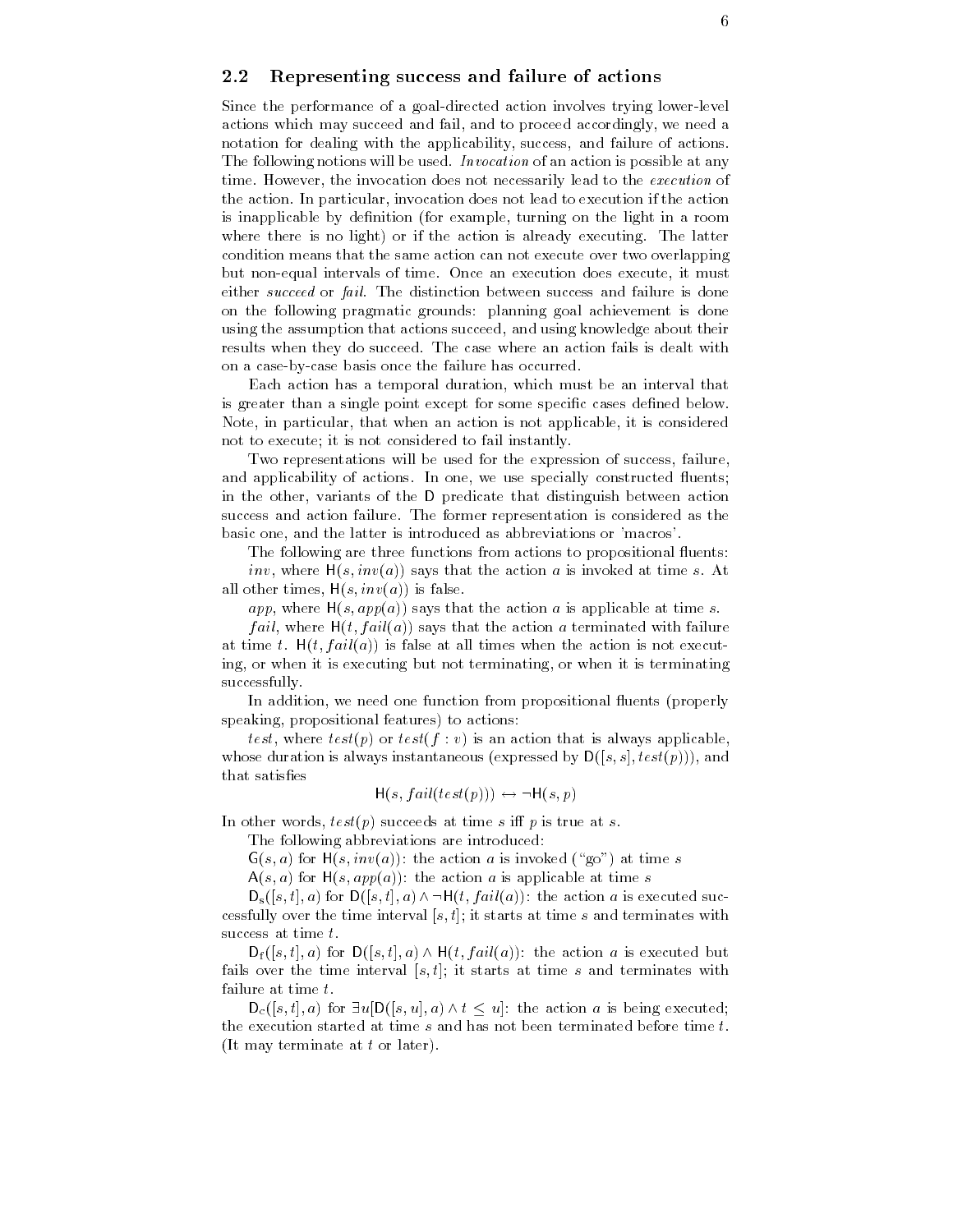## 2.2 Representing success and failure of actions

Since the performance of a goal-directed action involves trying lower-level actions which may succeed and fail, and to proceed accordingly, we need a notation for dealing with the applicability, success, and failure of actions. The following notions will be used. *Invocation* of an action is possible at any time. However, the invocation does not necessarily lead to the *execution* of the action. In particular, invocation does not lead to execution if the action is inapplicable by definition (for example, turning on the light in a room where there is no light) or if the action is already executing. The latter condition means that the same action can not execute over two overlapping but non-equal intervals of time. Once an execution does execute, it must either *succeed* or *fail*. The distinction between success and failure is done on the following pragmatic grounds: planning goal achievement is done using the assumption that actions succeed, and using knowledge about their results when they do succeed. The case where an action fails is dealt with on a case-by-case basis once the failure has occurred.

Each action has a temporal duration, which must be an interval that is greater than a single point except for some specific cases defined below. Note, in particular, that when an action is not applicable, it is considered not to execute; it is not considered to fail instantly.

Two representations will be used for the expression of success, failure, and applicability of actions. In one, we use specially constructed fluents; in the other, variants of the D predicate that distinguish between action success and action failure. The former representation is considered as the basic one, and the latter is introduced as abbreviations or 'macros'.

The following are three functions from actions to propositional fluents:

*inv*, where $\mathsf{H}(s, inv(a))$ says that the action $a$ is invoked at time $s$. At all other times, $\mathsf{H}(s, inv(a))$ is false.

*app*, where $\mathsf{H}(s, app(a))$ says that the action $a$ is applicable at time $s$.

*fail*, where $\mathsf{H}(t, fail(a))$ says that the action $a$ terminated with failure at time $t$. $\mathsf{H}(t, fail(a))$ is false at all times when the action is not executing, or when it is executing but not terminating, or when it is terminating successfully.

In addition, we need one function from propositional fluents (properly speaking, propositional features) to actions:

*test*, where $test(p)$ or $test(f : v)$ is an action that is always applicable, whose duration is always instantaneous (expressed by $\mathsf{D}([s, s], test(p))$), and that satisfies

$$\mathsf{H}(s, fail(test(p))) \leftrightarrow \neg\mathsf{H}(s, p)$$

In other words, $test(p)$ succeeds at time $s$ iff $p$ is true at $s$.

The following abbreviations are introduced:

$\mathsf{G}(s, a)$ for $\mathsf{H}(s, inv(a))$: the action $a$ is invoked ("go") at time $s$

$\mathsf{A}(s, a)$ for $\mathsf{H}(s, app(a))$: the action $a$ is applicable at time $s$

$\mathsf{D_s}([s, t], a)$ for $\mathsf{D}([s, t], a) \wedge \neg\mathsf{H}(t, fail(a))$: the action $a$ is executed successfully over the time interval $[s, t]$; it starts at time $s$ and terminates with success at time $t$.

$\mathsf{D_f}([s, t], a)$ for $\mathsf{D}([s, t], a) \wedge \mathsf{H}(t, fail(a))$: the action $a$ is executed but fails over the time interval $[s, t]$; it starts at time $s$ and terminates with failure at time $t$.

$\mathsf{D_c}([s, t], a)$ for $\exists u[\mathsf{D}([s, u], a) \wedge t \leq u]$: the action $a$ is being executed; the execution started at time $s$ and has not been terminated before time $t$. (It may terminate at $t$ or later).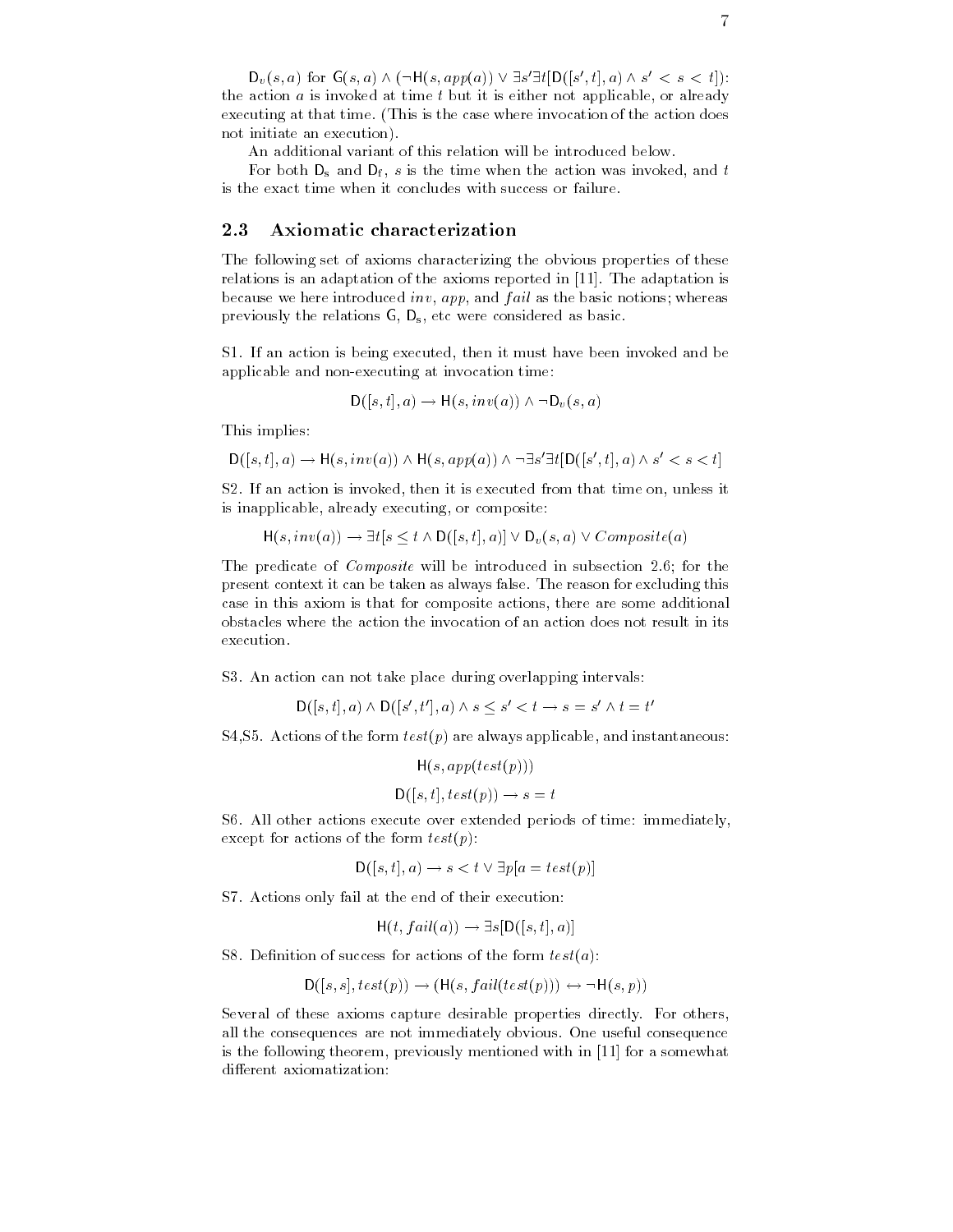$\mathsf{D}_v(s,a)$ for $\mathsf{G}(s,a) \wedge (\neg\mathsf{H}(s, app(a)) \vee \exists s' \exists t[\mathsf{D}([s',t],a) \wedge s' < s < t])$: the action $a$ is invoked at time $t$ but it is either not applicable, or already executing at that time. (This is the case where invocation of the action does not initiate an execution).

An additional variant of this relation will be introduced below.

For both $\mathsf{D}_s$ and $\mathsf{D}_f$, $s$ is the time when the action was invoked, and $t$ is the exact time when it concludes with success or failure.

### 2.3 Axiomatic characterization

The following set of axioms characterizing the obvious properties of these relations is an adaptation of the axioms reported in [11]. The adaptation is because we here introduced $inv$, $app$, and $fail$ as the basic notions; whereas previously the relations G, $\mathsf{D}_s$, etc were considered as basic.

S1. If an action is being executed, then it must have been invoked and be applicable and non-executing at invocation time:

$$\mathsf{D}([s,t],a) \rightarrow \mathsf{H}(s, inv(a)) \wedge \neg\mathsf{D}_v(s,a)$$

This implies:

$$\mathsf{D}([s,t],a) \rightarrow \mathsf{H}(s, inv(a)) \wedge \mathsf{H}(s, app(a)) \wedge \neg\exists s' \exists t[\mathsf{D}([s',t],a) \wedge s' < s < t]$$

S2. If an action is invoked, then it is executed from that time on, unless it is inapplicable, already executing, or composite:

$$\mathsf{H}(s, inv(a)) \rightarrow \exists t[s \leq t \wedge \mathsf{D}([s,t],a)] \vee \mathsf{D}_v(s,a) \vee Composite(a)$$

The predicate of *Composite* will be introduced in subsection 2.6; for the present context it can be taken as always false. The reason for excluding this case in this axiom is that for composite actions, there are some additional obstacles where the action the invocation of an action does not result in its execution.

S3. An action can not take place during overlapping intervals:

$$\mathsf{D}([s,t],a) \wedge \mathsf{D}([s',t'],a) \wedge s \leq s' < t \rightarrow s = s' \wedge t = t'$$

S4,S5. Actions of the form $test(p)$ are always applicable, and instantaneous:

$$\mathsf{H}(s, app(test(p)))$$

$$\mathsf{D}([s,t], test(p)) \rightarrow s = t$$

S6. All other actions execute over extended periods of time: immediately, except for actions of the form $test(p)$:

$$\mathsf{D}([s,t],a) \rightarrow s < t \vee \exists p[a = test(p)]$$

S7. Actions only fail at the end of their execution:

$$\mathsf{H}(t, fail(a)) \rightarrow \exists s[\mathsf{D}([s,t],a)]$$

S8. Definition of success for actions of the form $test(a)$:

$$\mathsf{D}([s,s], test(p)) \rightarrow (\mathsf{H}(s, fail(test(p))) \leftrightarrow \neg\mathsf{H}(s,p))$$

Several of these axioms capture desirable properties directly. For others, all the consequences are not immediately obvious. One useful consequence is the following theorem, previously mentioned with in [11] for a somewhat different axiomatization: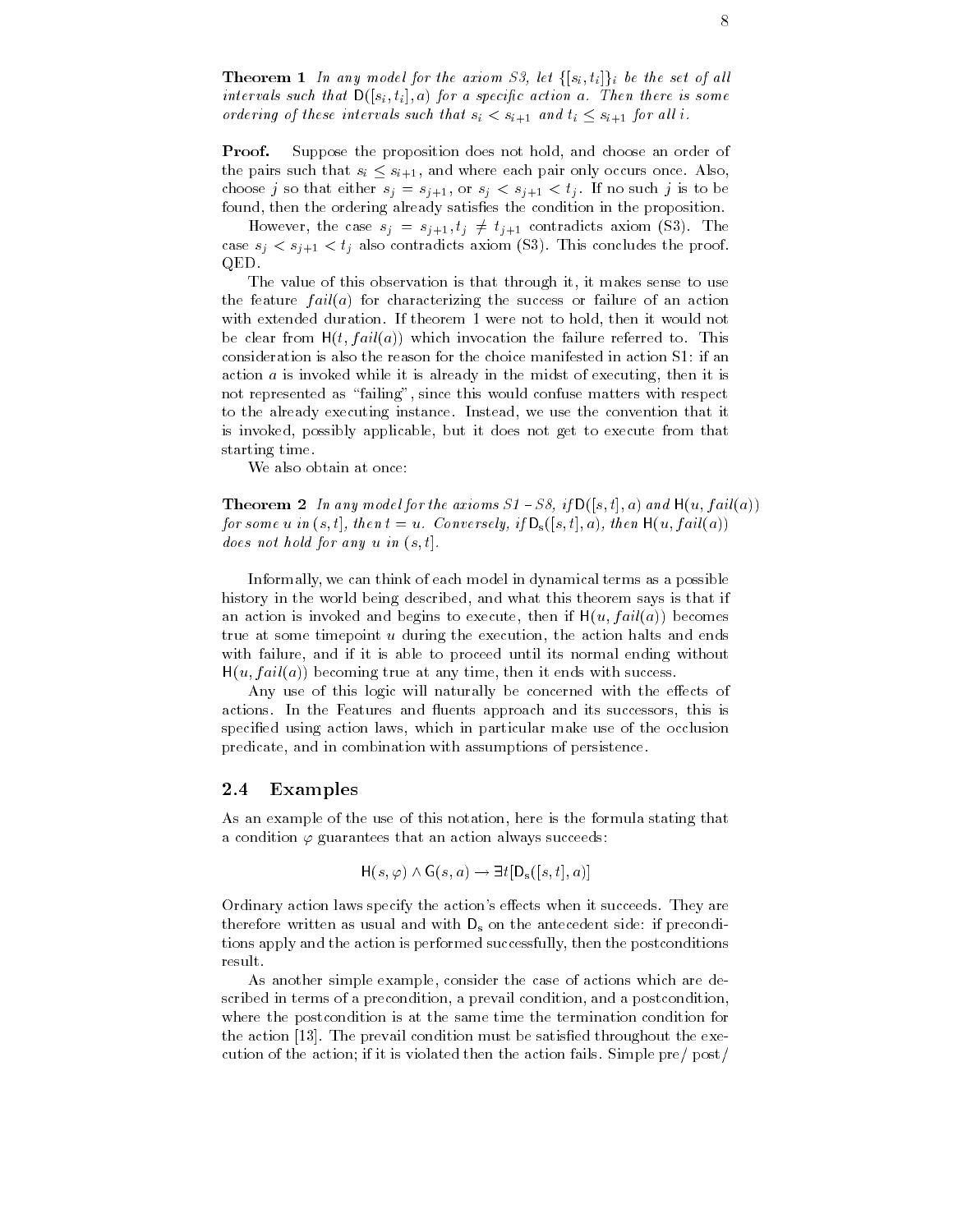**Theorem 1** *In any model for the axiom S3, let $\{[s_i, t_i]\}_i$ be the set of all intervals such that $\mathsf{D}([s_i, t_i], a)$ for a specific action $a$. Then there is some ordering of these intervals such that $s_i < s_{i+1}$ and $t_i \leq s_{i+1}$ for all $i$.*

**Proof.** Suppose the proposition does not hold, and choose an order of the pairs such that $s_i \leq s_{i+1}$, and where each pair only occurs once. Also, choose $j$ so that either $s_j = s_{j+1}$, or $s_j < s_{j+1} < t_j$. If no such $j$ is to be found, then the ordering already satisfies the condition in the proposition.

However, the case $s_j = s_{j+1}, t_j \neq t_{j+1}$ contradicts axiom (S3). The case $s_j < s_{j+1} < t_j$ also contradicts axiom (S3). This concludes the proof. QED.

The value of this observation is that through it, it makes sense to use the feature $fail(a)$ for characterizing the success or failure of an action with extended duration. If theorem 1 were not to hold, then it would not be clear from $\mathsf{H}(t, fail(a))$ which invocation the failure referred to. This consideration is also the reason for the choice manifested in action S1: if an action $a$ is invoked while it is already in the midst of executing, then it is not represented as "failing", since this would confuse matters with respect to the already executing instance. Instead, we use the convention that it is invoked, possibly applicable, but it does not get to execute from that starting time.

We also obtain at once:

**Theorem 2** *In any model for the axioms S1 – S8, if $\mathsf{D}([s, t], a)$ and $\mathsf{H}(u, fail(a))$ for some $u$ in $(s, t]$, then $t = u$. Conversely, if $\mathsf{D_s}([s, t], a)$, then $\mathsf{H}(u, fail(a))$ does not hold for any $u$ in $(s, t]$.*

Informally, we can think of each model in dynamical terms as a possible history in the world being described, and what this theorem says is that if an action is invoked and begins to execute, then if $\mathsf{H}(u, fail(a))$ becomes true at some timepoint $u$ during the execution, the action halts and ends with failure, and if it is able to proceed until its normal ending without $\mathsf{H}(u, fail(a))$ becoming true at any time, then it ends with success.

Any use of this logic will naturally be concerned with the effects of actions. In the Features and fluents approach and its successors, this is specified using action laws, which in particular make use of the occlusion predicate, and in combination with assumptions of persistence.

## 2.4 Examples

As an example of the use of this notation, here is the formula stating that a condition $\varphi$ guarantees that an action always succeeds:

$$\mathsf{H}(s, \varphi) \wedge \mathsf{G}(s, a) \rightarrow \exists t[\mathsf{D_s}([s, t], a)]$$

Ordinary action laws specify the action's effects when it succeeds. They are therefore written as usual and with $\mathsf{D_s}$ on the antecedent side: if preconditions apply and the action is performed successfully, then the postconditions result.

As another simple example, consider the case of actions which are described in terms of a precondition, a prevail condition, and a postcondition, where the postcondition is at the same time the termination condition for the action [13]. The prevail condition must be satisfied throughout the execution of the action; if it is violated then the action fails. Simple pre/ post/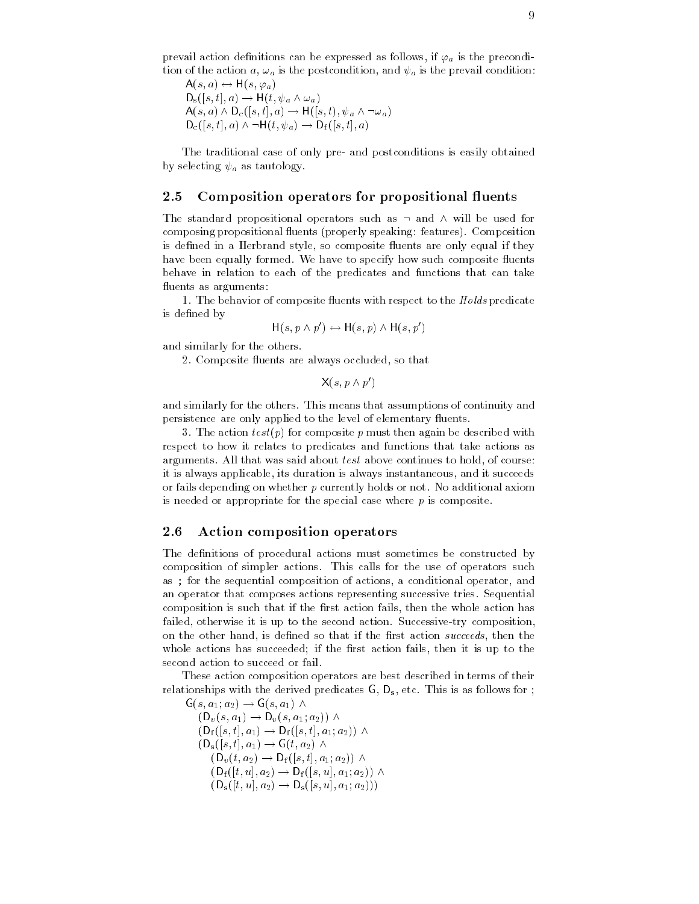prevail action definitions can be expressed as follows, if $\varphi_a$ is the precondition of the action $a$, $\omega_a$ is the postcondition, and $\psi_a$ is the prevail condition:

$$\mathsf{A}(s, a) \leftrightarrow \mathsf{H}(s, \varphi_a)$$
$$\mathsf{D_s}([s,t], a) \rightarrow \mathsf{H}(t, \psi_a \wedge \omega_a)$$
$$\mathsf{A}(s, a) \wedge \mathsf{D_c}([s,t], a) \rightarrow \mathsf{H}([s,t), \psi_a \wedge \neg\omega_a)$$
$$\mathsf{D_c}([s,t], a) \wedge \neg\mathsf{H}(t, \psi_a) \rightarrow \mathsf{D_f}([s,t], a)$$

The traditional case of only pre- and postconditions is easily obtained by selecting $\psi_a$ as tautology.

## 2.5 Composition operators for propositional fluents

The standard propositional operators such as $\neg$ and $\wedge$ will be used for composing propositional fluents (properly speaking: features). Composition is defined in a Herbrand style, so composite fluents are only equal if they have been equally formed. We have to specify how such composite fluents behave in relation to each of the predicates and functions that can take fluents as arguments:

1. The behavior of composite fluents with respect to the *Holds* predicate is defined by

$$\mathsf{H}(s, p \wedge p') \leftrightarrow \mathsf{H}(s, p) \wedge \mathsf{H}(s, p')$$

and similarly for the others.

2. Composite fluents are always occluded, so that

$$\mathsf{X}(s, p \wedge p')$$

and similarly for the others. This means that assumptions of continuity and persistence are only applied to the level of elementary fluents.

3. The action $test(p)$ for composite $p$ must then again be described with respect to how it relates to predicates and functions that take actions as arguments. All that was said about *test* above continues to hold, of course: it is always applicable, its duration is always instantaneous, and it succeeds or fails depending on whether $p$ currently holds or not. No additional axiom is needed or appropriate for the special case where $p$ is composite.

## 2.6 Action composition operators

The definitions of procedural actions must sometimes be constructed by composition of simpler actions. This calls for the use of operators such as ; for the sequential composition of actions, a conditional operator, and an operator that composes actions representing successive tries. Sequential composition is such that if the first action fails, then the whole action has failed, otherwise it is up to the second action. Successive-try composition, on the other hand, is defined so that if the first action *succeeds*, then the whole actions has succeeded; if the first action fails, then it is up to the second action to succeed or fail.

These action composition operators are best described in terms of their relationships with the derived predicates $\mathsf{G}$, $\mathsf{D_s}$, etc. This is as follows for ;

$$
\begin{aligned}
&\mathsf{G}(s, a_1; a_2) \rightarrow \mathsf{G}(s, a_1) \wedge \\
&\quad (\mathsf{D}_v(s, a_1) \rightarrow \mathsf{D}_v(s, a_1; a_2)) \wedge \\
&\quad (\mathsf{D_f}([s,t], a_1) \rightarrow \mathsf{D_f}([s,t], a_1; a_2)) \wedge \\
&\quad (\mathsf{D_s}([s,t], a_1) \rightarrow \mathsf{G}(t, a_2) \wedge \\
&\quad\quad (\mathsf{D}_v(t, a_2) \rightarrow \mathsf{D_f}([s,t], a_1; a_2)) \wedge \\
&\quad\quad (\mathsf{D_f}([t,u], a_2) \rightarrow \mathsf{D_f}([s,u], a_1; a_2)) \wedge \\
&\quad\quad (\mathsf{D_s}([t,u], a_2) \rightarrow \mathsf{D_s}([s,u], a_1; a_2)))
\end{aligned}
$$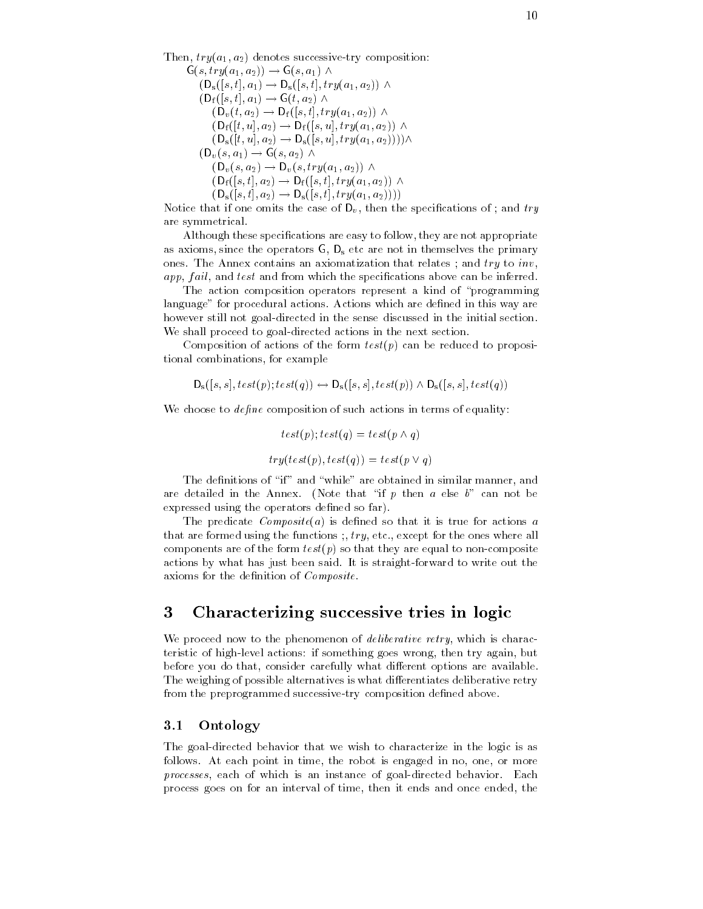Then, $try(a_1, a_2)$ denotes successive-try composition:

$$
\begin{aligned}
&\mathsf{G}(s, try(a_1, a_2)) \rightarrow \mathsf{G}(s, a_1) \wedge \\
&\quad (\mathsf{D_s}([s,t], a_1) \rightarrow \mathsf{D_s}([s,t], try(a_1, a_2)) \wedge \\
&\quad (\mathsf{D_f}([s,t], a_1) \rightarrow \mathsf{G}(t, a_2) \wedge \\
&\quad\quad (\mathsf{D}_v(t, a_2) \rightarrow \mathsf{D_f}([s,t], try(a_1, a_2)) \wedge \\
&\quad\quad (\mathsf{D_f}([t,u], a_2) \rightarrow \mathsf{D_f}([s,u], try(a_1, a_2)) \wedge \\
&\quad\quad (\mathsf{D_s}([t,u], a_2) \rightarrow \mathsf{D_s}([s,u], try(a_1, a_2))))\wedge \\
&\quad (\mathsf{D}_v(s, a_1) \rightarrow \mathsf{G}(s, a_2) \wedge \\
&\quad\quad (\mathsf{D}_v(s, a_2) \rightarrow \mathsf{D}_v(s, try(a_1, a_2)) \wedge \\
&\quad\quad (\mathsf{D_f}([s,t], a_2) \rightarrow \mathsf{D_f}([s,t], try(a_1, a_2)) \wedge \\
&\quad\quad (\mathsf{D_s}([s,t], a_2) \rightarrow \mathsf{D_s}([s,t], try(a_1, a_2))))
\end{aligned}
$$

Notice that if one omits the case of $\mathsf{D}_v$, then the specifications of ; and $try$ are symmetrical.

Although these specifications are easy to follow, they are not appropriate as axioms, since the operators $\mathsf{G}$, $\mathsf{D_s}$ etc are not in themselves the primary ones. The Annex contains an axiomatization that relates ; and $try$ to $inv$, $app$, $fail$, and $test$ and from which the specifications above can be inferred.

The action composition operators represent a kind of "programming language" for procedural actions. Actions which are defined in this way are however still not goal-directed in the sense discussed in the initial section. We shall proceed to goal-directed actions in the next section.

Composition of actions of the form $test(p)$ can be reduced to propositional combinations, for example

$$\mathsf{D_s}([s,s], test(p); test(q)) \leftrightarrow \mathsf{D_s}([s,s], test(p)) \wedge \mathsf{D_s}([s,s], test(q))$$

We choose to *define* composition of such actions in terms of equality:

$$test(p); test(q) = test(p \wedge q)$$

$$try(test(p), test(q)) = test(p \vee q)$$

The definitions of "if" and "while" are obtained in similar manner, and are detailed in the Annex. (Note that "if $p$ then $a$ else $b$" can not be expressed using the operators defined so far).

The predicate $Composite(a)$ is defined so that it is true for actions $a$ that are formed using the functions ;, $try$, etc., except for the ones where all components are of the form $test(p)$ so that they are equal to non-composite actions by what has just been said. It is straight-forward to write out the axioms for the definition of $Composite$.

# 3 Characterizing successive tries in logic

We proceed now to the phenomenon of *deliberative retry*, which is characteristic of high-level actions: if something goes wrong, then try again, but before you do that, consider carefully what different options are available. The weighing of possible alternatives is what differentiates deliberative retry from the preprogrammed successive-try composition defined above.

## 3.1 Ontology

The goal-directed behavior that we wish to characterize in the logic is as follows. At each point in time, the robot is engaged in no, one, or more *processes*, each of which is an instance of goal-directed behavior. Each process goes on for an interval of time, then it ends and once ended, the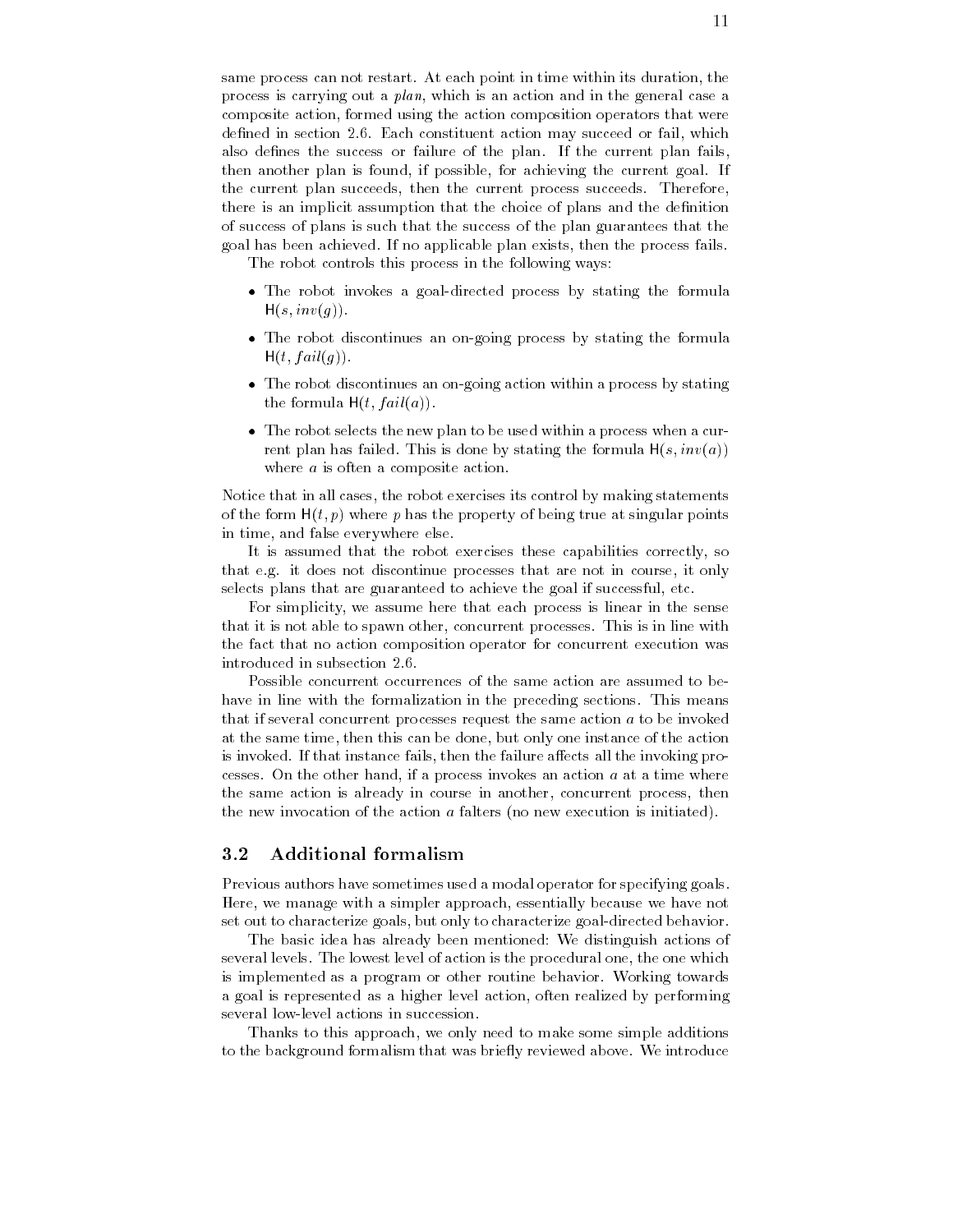same process can not restart. At each point in time within its duration, the process is carrying out a *plan*, which is an action and in the general case a composite action, formed using the action composition operators that were defined in section 2.6. Each constituent action may succeed or fail, which also defines the success or failure of the plan. If the current plan fails, then another plan is found, if possible, for achieving the current goal. If the current plan succeeds, then the current process succeeds. Therefore, there is an implicit assumption that the choice of plans and the definition of success of plans is such that the success of the plan guarantees that the goal has been achieved. If no applicable plan exists, then the process fails.

The robot controls this process in the following ways:

- The robot invokes a goal-directed process by stating the formula $\mathsf{H}(s, inv(g))$.
- The robot discontinues an on-going process by stating the formula $\mathsf{H}(t, fail(g))$.
- The robot discontinues an on-going action within a process by stating the formula $\mathsf{H}(t, fail(a))$.
- The robot selects the new plan to be used within a process when a current plan has failed. This is done by stating the formula $\mathsf{H}(s, inv(a))$ where $a$ is often a composite action.

Notice that in all cases, the robot exercises its control by making statements of the form $\mathsf{H}(t, p)$ where $p$ has the property of being true at singular points in time, and false everywhere else.

It is assumed that the robot exercises these capabilities correctly, so that e.g. it does not discontinue processes that are not in course, it only selects plans that are guaranteed to achieve the goal if successful, etc.

For simplicity, we assume here that each process is linear in the sense that it is not able to spawn other, concurrent processes. This is in line with the fact that no action composition operator for concurrent execution was introduced in subsection 2.6.

Possible concurrent occurrences of the same action are assumed to behave in line with the formalization in the preceding sections. This means that if several concurrent processes request the same action $a$ to be invoked at the same time, then this can be done, but only one instance of the action is invoked. If that instance fails, then the failure affects all the invoking processes. On the other hand, if a process invokes an action $a$ at a time where the same action is already in course in another, concurrent process, then the new invocation of the action $a$ falters (no new execution is initiated).

## 3.2 Additional formalism

Previous authors have sometimes used a modal operator for specifying goals. Here, we manage with a simpler approach, essentially because we have not set out to characterize goals, but only to characterize goal-directed behavior.

The basic idea has already been mentioned: We distinguish actions of several levels. The lowest level of action is the procedural one, the one which is implemented as a program or other routine behavior. Working towards a goal is represented as a higher level action, often realized by performing several low-level actions in succession.

Thanks to this approach, we only need to make some simple additions to the background formalism that was briefly reviewed above. We introduce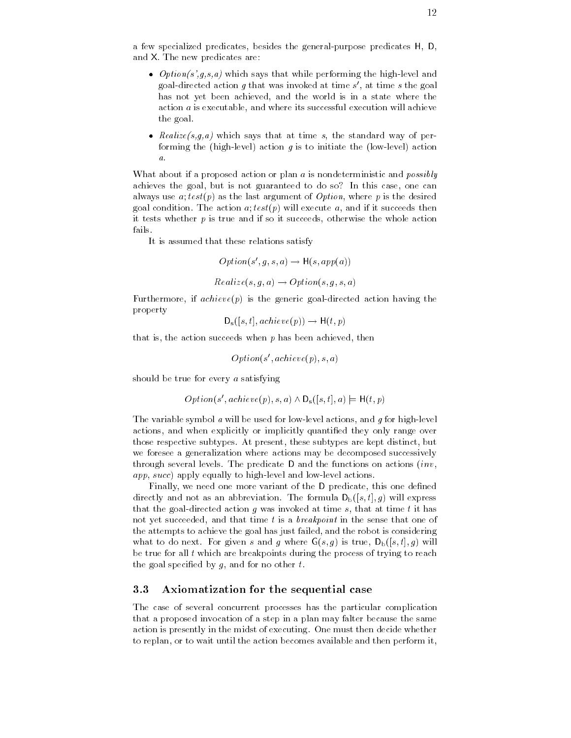a few specialized predicates, besides the general-purpose predicates H, D, and X. The new predicates are:

- *Option(s',g,s,a)* which says that while performing the high-level and goal-directed action $g$ that was invoked at time $s'$, at time $s$ the goal has not yet been achieved, and the world is in a state where the action $a$ is executable, and where its successful execution will achieve the goal.
- *Realize(s,g,a)* which says that at time $s$, the standard way of performing the (high-level) action $g$ is to initiate the (low-level) action $a$.

What about if a proposed action or plan $a$ is nondeterministic and *possibly* achieves the goal, but is not guaranteed to do so? In this case, one can always use $a; test(p)$ as the last argument of *Option*, where $p$ is the desired goal condition. The action $a; test(p)$ will execute $a$, and if it succeeds then it tests whether $p$ is true and if so it succeeds, otherwise the whole action fails.

It is assumed that these relations satisfy

$$Option(s', g, s, a) \rightarrow \mathsf{H}(s, app(a))$$

$$Realize(s, g, a) \rightarrow Option(s, g, s, a)$$

Furthermore, if $achieve(p)$ is the generic goal-directed action having the property

$$\mathsf{D}_{\mathrm{s}}([s,t], achieve(p)) \rightarrow \mathsf{H}(t, p)$$

that is, the action succeeds when $p$ has been achieved, then

$$Option(s', achieve(p), s, a)$$

should be true for every $a$ satisfying

$$Option(s', achieve(p), s, a) \wedge \mathsf{D}_{\mathrm{s}}([s,t], a) \models \mathsf{H}(t, p)$$

The variable symbol $a$ will be used for low-level actions, and $g$ for high-level actions, and when explicitly or implicitly quantified they only range over those respective subtypes. At present, these subtypes are kept distinct, but we foresee a generalization where actions may be decomposed successively through several levels. The predicate D and the functions on actions (*inv*, *app*, *succ*) apply equally to high-level and low-level actions.

Finally, we need one more variant of the D predicate, this one defined directly and not as an abbreviation. The formula $\mathsf{D}_{\mathrm{b}}([s,t], g)$ will express that the goal-directed action $g$ was invoked at time $s$, that at time $t$ it has not yet succeeded, and that time $t$ is a *breakpoint* in the sense that one of the attempts to achieve the goal has just failed, and the robot is considering what to do next. For given $s$ and $g$ where $\mathsf{G}(s,g)$ is true, $\mathsf{D}_{\mathrm{b}}([s,t], g)$ will be true for all $t$ which are breakpoints during the process of trying to reach the goal specified by $g$, and for no other $t$.

### 3.3 Axiomatization for the sequential case

The case of several concurrent processes has the particular complication that a proposed invocation of a step in a plan may falter because the same action is presently in the midst of executing. One must then decide whether to replan, or to wait until the action becomes available and then perform it,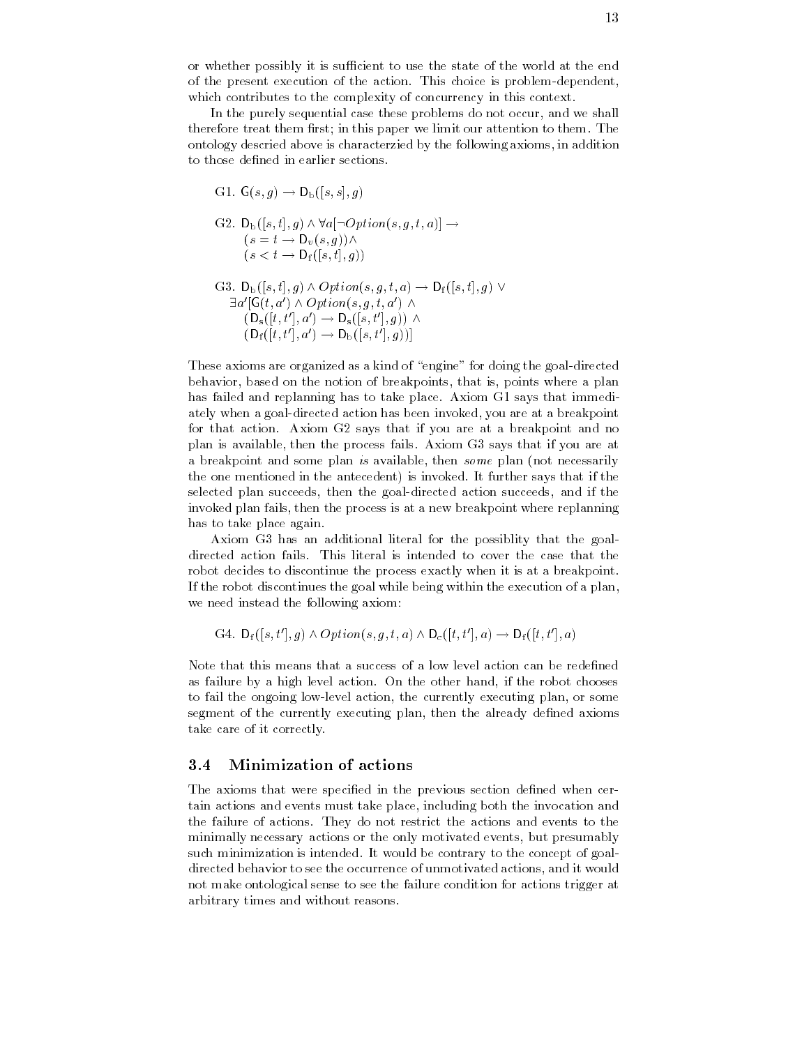or whether possibly it is sufficient to use the state of the world at the end of the present execution of the action. This choice is problem-dependent, which contributes to the complexity of concurrency in this context.

In the purely sequential case these problems do not occur, and we shall therefore treat them first; in this paper we limit our attention to them. The ontology descried above is characterzied by the following axioms, in addition to those defined in earlier sections.

G1. $\mathsf{G}(s, g) \rightarrow \mathsf{D}_{\mathrm{b}}([s, s], g)$

G2. $\mathsf{D}_{\mathrm{b}}([s, t], g) \wedge \forall a[\neg Option(s, g, t, a)] \rightarrow$
$(s = t \rightarrow \mathsf{D}_{v}(s, g)) \wedge$
$(s < t \rightarrow \mathsf{D}_{\mathrm{f}}([s, t], g))$

G3. $\mathsf{D}_{\mathrm{b}}([s, t], g) \wedge Option(s, g, t, a) \rightarrow \mathsf{D}_{\mathrm{f}}([s, t], g) \vee$
$\exists a'[\mathsf{G}(t, a') \wedge Option(s, g, t, a') \wedge$
$(\mathsf{D}_{\mathrm{s}}([t, t'], a') \rightarrow \mathsf{D}_{\mathrm{s}}([s, t'], g)) \wedge$
$(\mathsf{D}_{\mathrm{f}}([t, t'], a') \rightarrow \mathsf{D}_{\mathrm{b}}([s, t'], g))]$

These axioms are organized as a kind of "engine" for doing the goal-directed behavior, based on the notion of breakpoints, that is, points where a plan has failed and replanning has to take place. Axiom G1 says that immediately when a goal-directed action has been invoked, you are at a breakpoint for that action. Axiom G2 says that if you are at a breakpoint and no plan is available, then the process fails. Axiom G3 says that if you are at a breakpoint and some plan *is* available, then *some* plan (not necessarily the one mentioned in the antecedent) is invoked. It further says that if the selected plan succeeds, then the goal-directed action succeeds, and if the invoked plan fails, then the process is at a new breakpoint where replanning has to take place again.

Axiom G3 has an additional literal for the possiblity that the goal-directed action fails. This literal is intended to cover the case that the robot decides to discontinue the process exactly when it is at a breakpoint. If the robot discontinues the goal while being within the execution of a plan, we need instead the following axiom:

G4. $\mathsf{D}_{\mathrm{f}}([s, t'], g) \wedge Option(s, g, t, a) \wedge \mathsf{D}_{\mathrm{c}}([t, t'], a) \rightarrow \mathsf{D}_{\mathrm{f}}([t, t'], a)$

Note that this means that a success of a low level action can be redefined as failure by a high level action. On the other hand, if the robot chooses to fail the ongoing low-level action, the currently executing plan, or some segment of the currently executing plan, then the already defined axioms take care of it correctly.

### 3.4 Minimization of actions

The axioms that were specified in the previous section defined when certain actions and events must take place, including both the invocation and the failure of actions. They do not restrict the actions and events to the minimally necessary actions or the only motivated events, but presumably such minimization is intended. It would be contrary to the concept of goal-directed behavior to see the occurrence of unmotivated actions, and it would not make ontological sense to see the failure condition for actions trigger at arbitrary times and without reasons.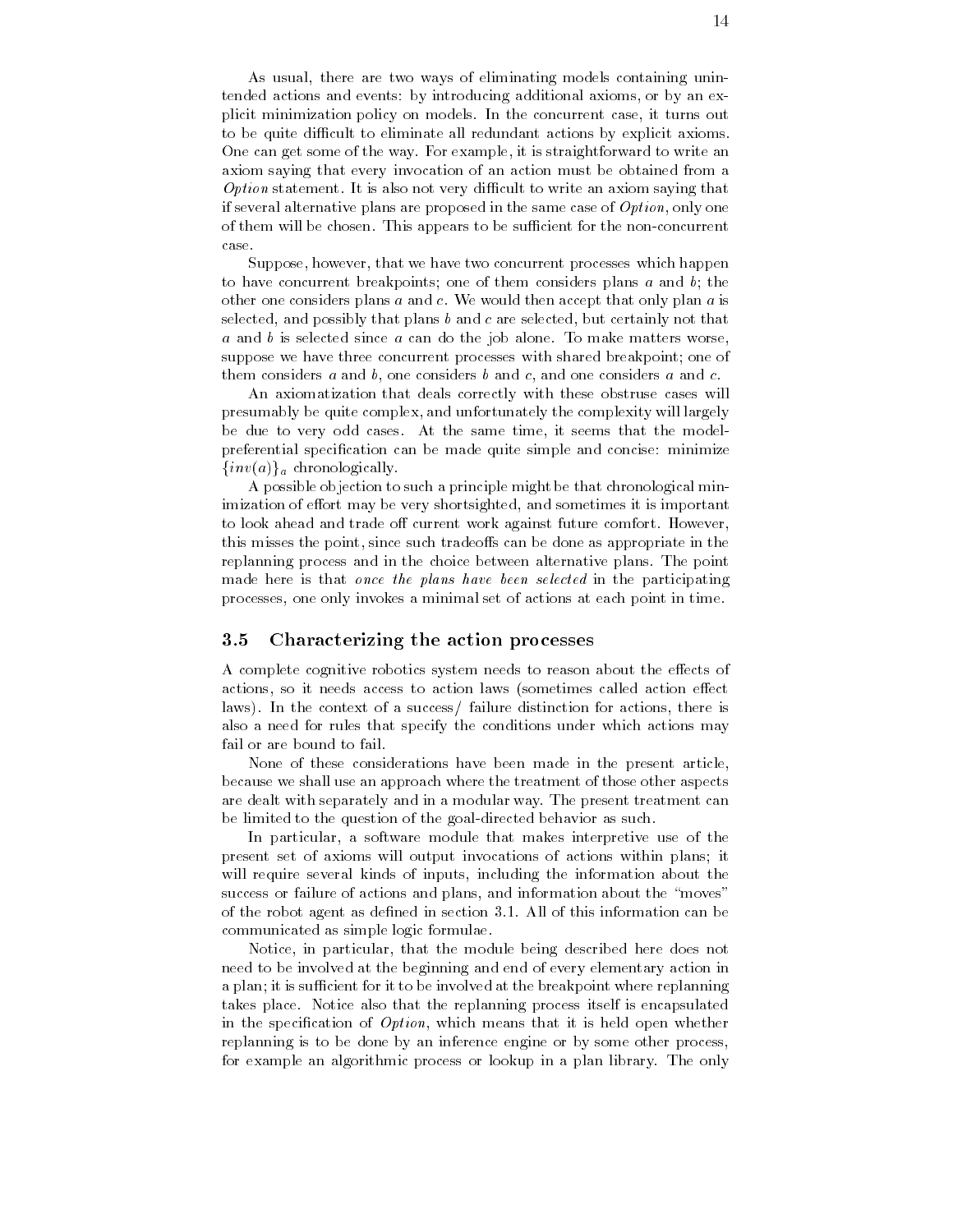As usual, there are two ways of eliminating models containing unintended actions and events: by introducing additional axioms, or by an explicit minimization policy on models. In the concurrent case, it turns out to be quite difficult to eliminate all redundant actions by explicit axioms. One can get some of the way. For example, it is straightforward to write an axiom saying that every invocation of an action must be obtained from a *Option* statement. It is also not very difficult to write an axiom saying that if several alternative plans are proposed in the same case of *Option*, only one of them will be chosen. This appears to be sufficient for the non-concurrent case.

Suppose, however, that we have two concurrent processes which happen to have concurrent breakpoints; one of them considers plans $a$ and $b$; the other one considers plans $a$ and $c$. We would then accept that only plan $a$ is selected, and possibly that plans $b$ and $c$ are selected, but certainly not that $a$ and $b$ is selected since $a$ can do the job alone. To make matters worse, suppose we have three concurrent processes with shared breakpoint; one of them considers $a$ and $b$, one considers $b$ and $c$, and one considers $a$ and $c$.

An axiomatization that deals correctly with these obstruse cases will presumably be quite complex, and unfortunately the complexity will largely be due to very odd cases. At the same time, it seems that the model-preferential specification can be made quite simple and concise: minimize $\{inv(a)\}_a$ chronologically.

A possible objection to such a principle might be that chronological minimization of effort may be very shortsighted, and sometimes it is important to look ahead and trade off current work against future comfort. However, this misses the point, since such tradeoffs can be done as appropriate in the replanning process and in the choice between alternative plans. The point made here is that *once the plans have been selected* in the participating processes, one only invokes a minimal set of actions at each point in time.

### 3.5 Characterizing the action processes

A complete cognitive robotics system needs to reason about the effects of actions, so it needs access to action laws (sometimes called action effect laws). In the context of a success/ failure distinction for actions, there is also a need for rules that specify the conditions under which actions may fail or are bound to fail.

None of these considerations have been made in the present article, because we shall use an approach where the treatment of those other aspects are dealt with separately and in a modular way. The present treatment can be limited to the question of the goal-directed behavior as such.

In particular, a software module that makes interpretive use of the present set of axioms will output invocations of actions within plans; it will require several kinds of inputs, including the information about the success or failure of actions and plans, and information about the "moves" of the robot agent as defined in section 3.1. All of this information can be communicated as simple logic formulae.

Notice, in particular, that the module being described here does not need to be involved at the beginning and end of every elementary action in a plan; it is sufficient for it to be involved at the breakpoint where replanning takes place. Notice also that the replanning process itself is encapsulated in the specification of *Option*, which means that it is held open whether replanning is to be done by an inference engine or by some other process, for example an algorithmic process or lookup in a plan library. The only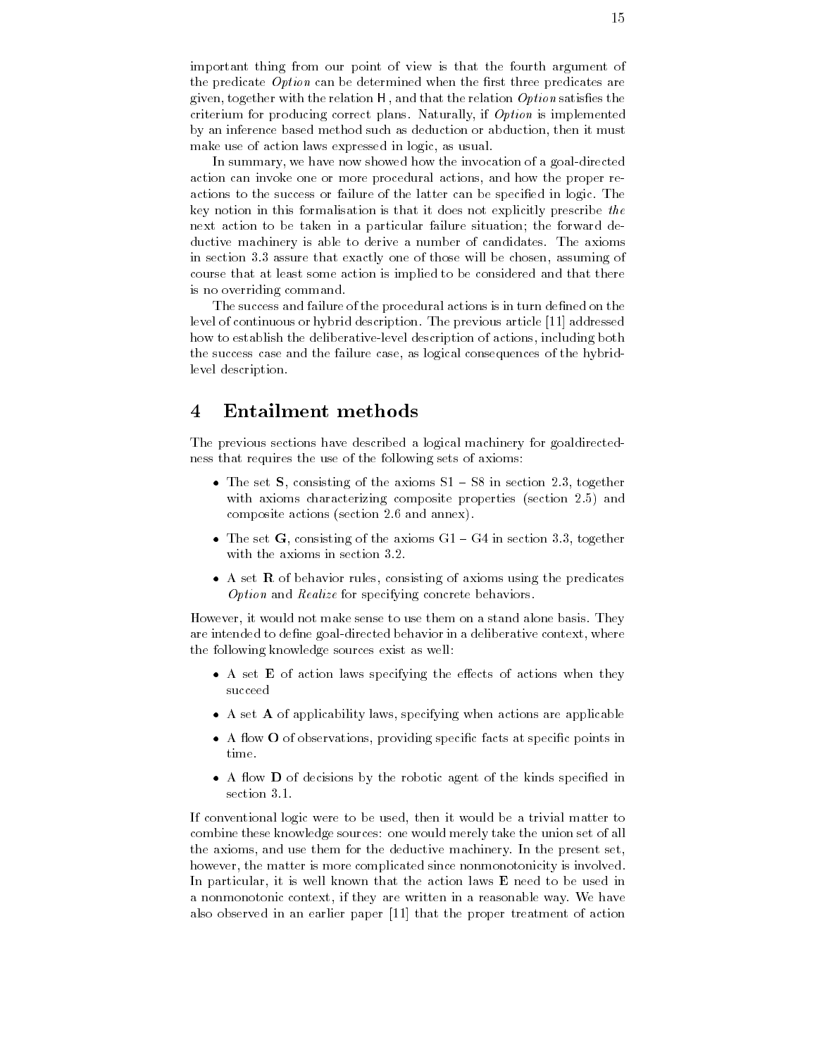important thing from our point of view is that the fourth argument of the predicate *Option* can be determined when the first three predicates are given, together with the relation H, and that the relation *Option* satisfies the criterium for producing correct plans. Naturally, if *Option* is implemented by an inference based method such as deduction or abduction, then it must make use of action laws expressed in logic, as usual.

In summary, we have now showed how the invocation of a goal-directed action can invoke one or more procedural actions, and how the proper reactions to the success or failure of the latter can be specified in logic. The key notion in this formalisation is that it does not explicitly prescribe *the* next action to be taken in a particular failure situation; the forward deductive machinery is able to derive a number of candidates. The axioms in section 3.3 assure that exactly one of those will be chosen, assuming of course that at least some action is implied to be considered and that there is no overriding command.

The success and failure of the procedural actions is in turn defined on the level of continuous or hybrid description. The previous article [11] addressed how to establish the deliberative-level description of actions, including both the success case and the failure case, as logical consequences of the hybrid-level description.

## 4 Entailment methods

The previous sections have described a logical machinery for goaldirectedness that requires the use of the following sets of axioms:

- The set **S**, consisting of the axioms S1 – S8 in section 2.3, together with axioms characterizing composite properties (section 2.5) and composite actions (section 2.6 and annex).
- The set **G**, consisting of the axioms G1 – G4 in section 3.3, together with the axioms in section 3.2.
- A set **R** of behavior rules, consisting of axioms using the predicates *Option* and *Realize* for specifying concrete behaviors.

However, it would not make sense to use them on a stand alone basis. They are intended to define goal-directed behavior in a deliberative context, where the following knowledge sources exist as well:

- A set **E** of action laws specifying the effects of actions when they succeed
- A set **A** of applicability laws, specifying when actions are applicable
- A flow **O** of observations, providing specific facts at specific points in time.
- A flow **D** of decisions by the robotic agent of the kinds specified in section 3.1.

If conventional logic were to be used, then it would be a trivial matter to combine these knowledge sources: one would merely take the union set of all the axioms, and use them for the deductive machinery. In the present set, however, the matter is more complicated since nonmonotonicity is involved. In particular, it is well known that the action laws **E** need to be used in a nonmonotonic context, if they are written in a reasonable way. We have also observed in an earlier paper [11] that the proper treatment of action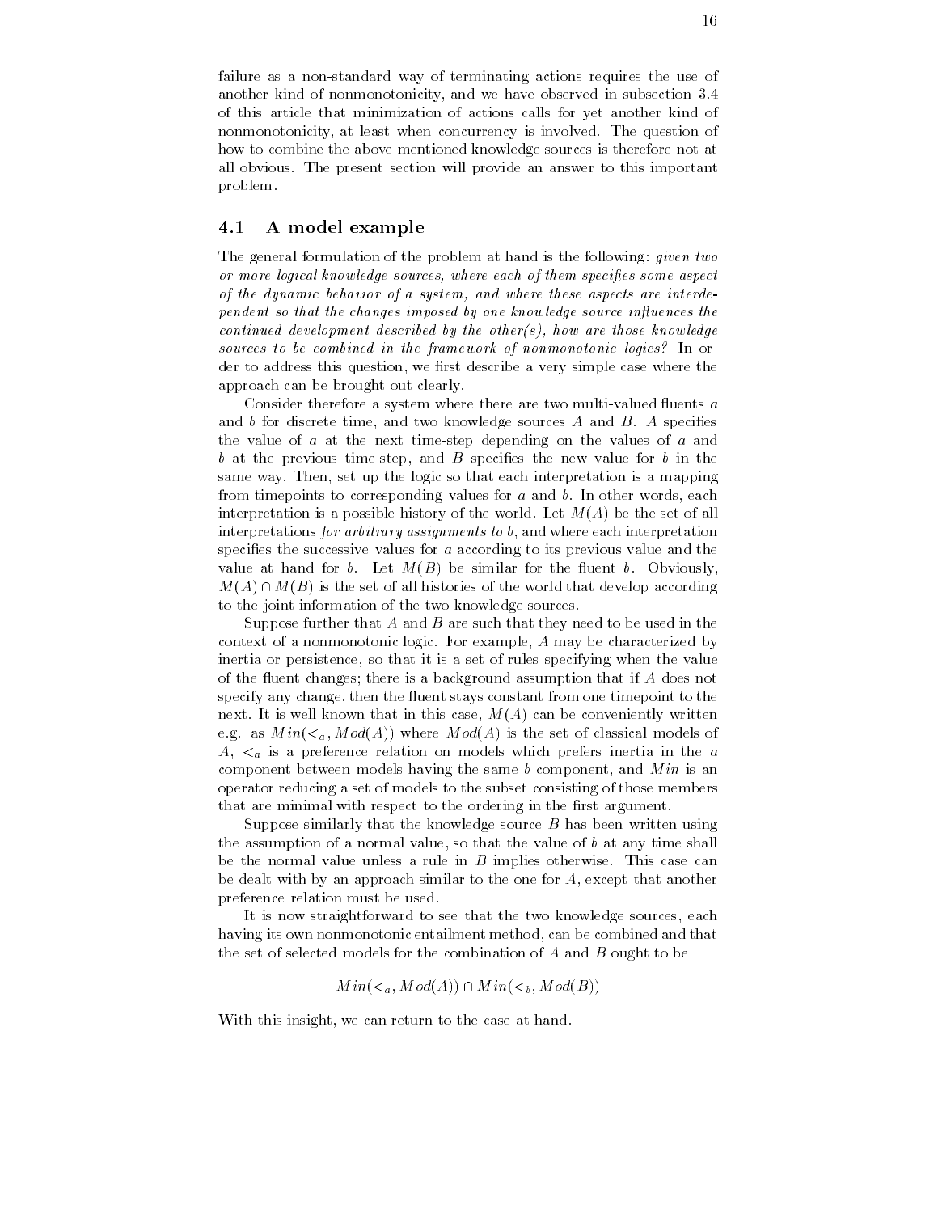failure as a non-standard way of terminating actions requires the use of another kind of nonmonotonicity, and we have observed in subsection 3.4 of this article that minimization of actions calls for yet another kind of nonmonotonicity, at least when concurrency is involved. The question of how to combine the above mentioned knowledge sources is therefore not at all obvious. The present section will provide an answer to this important problem.

## 4.1 A model example

The general formulation of the problem at hand is the following: *given two or more logical knowledge sources, where each of them specifies some aspect of the dynamic behavior of a system, and where these aspects are interdependent so that the changes imposed by one knowledge source influences the continued development described by the other(s), how are those knowledge sources to be combined in the framework of nonmonotonic logics?* In order to address this question, we first describe a very simple case where the approach can be brought out clearly.

Consider therefore a system where there are two multi-valued fluents $a$ and $b$ for discrete time, and two knowledge sources $A$ and $B$. $A$ specifies the value of $a$ at the next time-step depending on the values of $a$ and $b$ at the previous time-step, and $B$ specifies the new value for $b$ in the same way. Then, set up the logic so that each interpretation is a mapping from timepoints to corresponding values for $a$ and $b$. In other words, each interpretation is a possible history of the world. Let $M(A)$ be the set of all interpretations *for arbitrary assignments to* $b$, and where each interpretation specifies the successive values for $a$ according to its previous value and the value at hand for $b$. Let $M(B)$ be similar for the fluent $b$. Obviously, $M(A) \cap M(B)$ is the set of all histories of the world that develop according to the joint information of the two knowledge sources.

Suppose further that $A$ and $B$ are such that they need to be used in the context of a nonmonotonic logic. For example, $A$ may be characterized by inertia or persistence, so that it is a set of rules specifying when the value of the fluent changes; there is a background assumption that if $A$ does not specify any change, then the fluent stays constant from one timepoint to the next. It is well known that in this case, $M(A)$ can be conveniently written e.g. as $Min(<_a, Mod(A))$ where $Mod(A)$ is the set of classical models of $A$, $<_a$ is a preference relation on models which prefers inertia in the $a$ component between models having the same $b$ component, and $Min$ is an operator reducing a set of models to the subset consisting of those members that are minimal with respect to the ordering in the first argument.

Suppose similarly that the knowledge source $B$ has been written using the assumption of a normal value, so that the value of $b$ at any time shall be the normal value unless a rule in $B$ implies otherwise. This case can be dealt with by an approach similar to the one for $A$, except that another preference relation must be used.

It is now straightforward to see that the two knowledge sources, each having its own nonmonotonic entailment method, can be combined and that the set of selected models for the combination of $A$ and $B$ ought to be

$$Min(<_a, Mod(A)) \cap Min(<_b, Mod(B))$$

With this insight, we can return to the case at hand.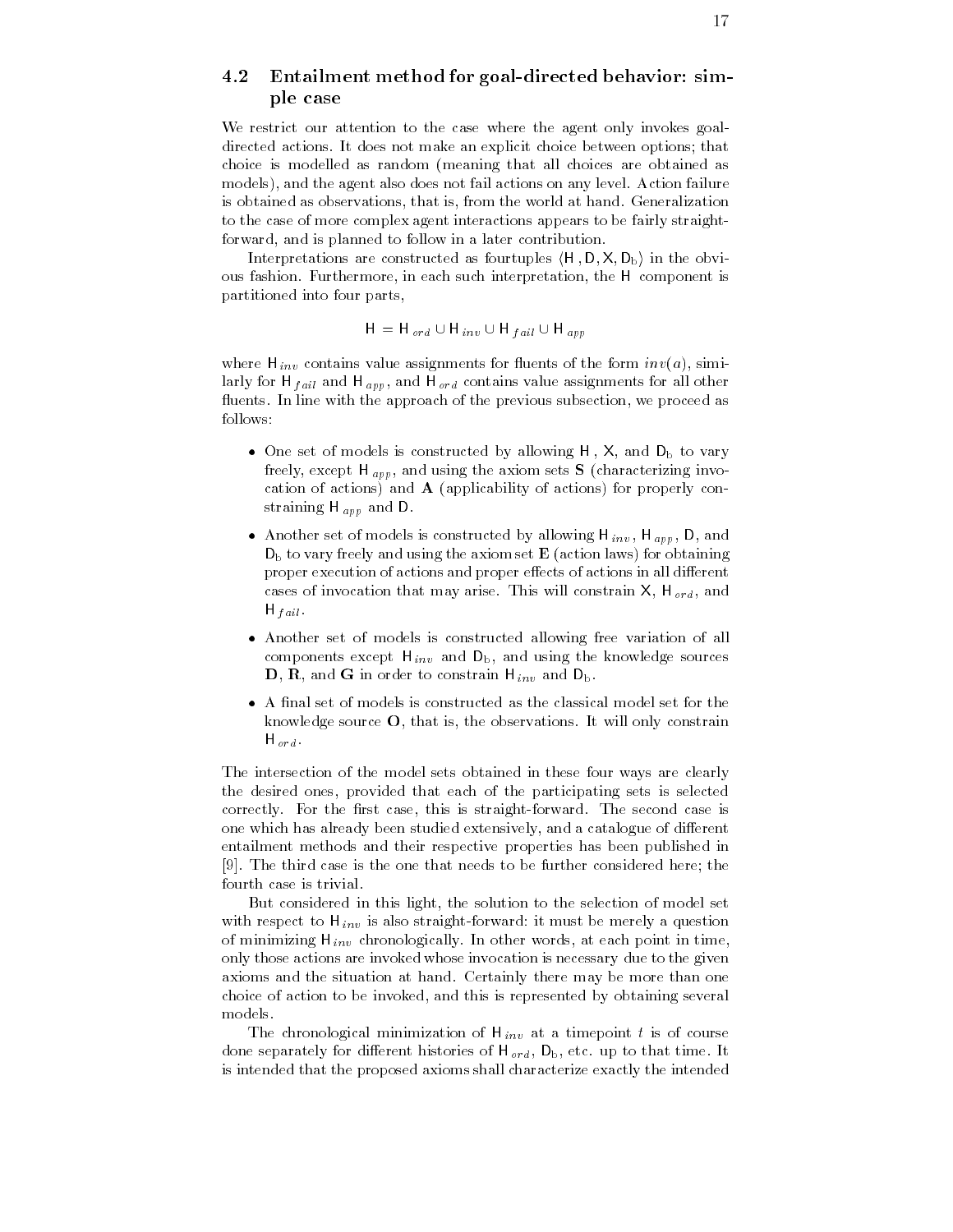### 4.2 Entailment method for goal-directed behavior: simple case

We restrict our attention to the case where the agent only invokes goal-directed actions. It does not make an explicit choice between options; that choice is modelled as random (meaning that all choices are obtained as models), and the agent also does not fail actions on any level. Action failure is obtained as observations, that is, from the world at hand. Generalization to the case of more complex agent interactions appears to be fairly straight-forward, and is planned to follow in a later contribution.

Interpretations are constructed as fourtuples $\langle \mathsf{H}, \mathsf{D}, \mathsf{X}, \mathsf{D}_b \rangle$ in the obvious fashion. Furthermore, in each such interpretation, the $\mathsf{H}$ component is partitioned into four parts,

$$\mathsf{H} = \mathsf{H}_{ord} \cup \mathsf{H}_{inv} \cup \mathsf{H}_{fail} \cup \mathsf{H}_{app}$$

where $\mathsf{H}_{inv}$ contains value assignments for fluents of the form $inv(a)$, similarly for $\mathsf{H}_{fail}$ and $\mathsf{H}_{app}$, and $\mathsf{H}_{ord}$ contains value assignments for all other fluents. In line with the approach of the previous subsection, we proceed as follows:

- One set of models is constructed by allowing $\mathsf{H}$, $\mathsf{X}$, and $\mathsf{D}_b$ to vary freely, except $\mathsf{H}_{app}$, and using the axiom sets **S** (characterizing invocation of actions) and **A** (applicability of actions) for properly constraining $\mathsf{H}_{app}$ and $\mathsf{D}$.
- Another set of models is constructed by allowing $\mathsf{H}_{inv}$, $\mathsf{H}_{app}$, $\mathsf{D}$, and $\mathsf{D}_b$ to vary freely and using the axiom set **E** (action laws) for obtaining proper execution of actions and proper effects of actions in all different cases of invocation that may arise. This will constrain $\mathsf{X}$, $\mathsf{H}_{ord}$, and $\mathsf{H}_{fail}$.
- Another set of models is constructed allowing free variation of all components except $\mathsf{H}_{inv}$ and $\mathsf{D}_b$, and using the knowledge sources **D**, **R**, and **G** in order to constrain $\mathsf{H}_{inv}$ and $\mathsf{D}_b$.
- A final set of models is constructed as the classical model set for the knowledge source **O**, that is, the observations. It will only constrain $\mathsf{H}_{ord}$.

The intersection of the model sets obtained in these four ways are clearly the desired ones, provided that each of the participating sets is selected correctly. For the first case, this is straight-forward. The second case is one which has already been studied extensively, and a catalogue of different entailment methods and their respective properties has been published in [9]. The third case is the one that needs to be further considered here; the fourth case is trivial.

But considered in this light, the solution to the selection of model set with respect to $\mathsf{H}_{inv}$ is also straight-forward: it must be merely a question of minimizing $\mathsf{H}_{inv}$ chronologically. In other words, at each point in time, only those actions are invoked whose invocation is necessary due to the given axioms and the situation at hand. Certainly there may be more than one choice of action to be invoked, and this is represented by obtaining several models.

The chronological minimization of $\mathsf{H}_{inv}$ at a timepoint $t$ is of course done separately for different histories of $\mathsf{H}_{ord}$, $\mathsf{D}_b$, etc. up to that time. It is intended that the proposed axioms shall characterize exactly the intended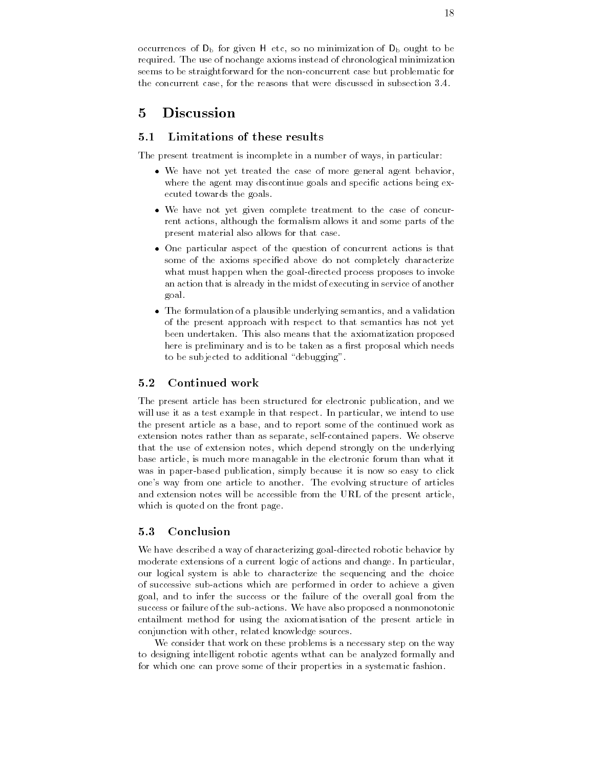occurrences of $D_b$ for given H etc, so no minimization of $D_b$ ought to be required. The use of nochange axioms instead of chronological minimization seems to be straightforward for the non-concurrent case but problematic for the concurrent case, for the reasons that were discussed in subsection 3.4.

# 5 Discussion

## 5.1 Limitations of these results

The present treatment is incomplete in a number of ways, in particular:

- We have not yet treated the case of more general agent behavior, where the agent may discontinue goals and specific actions being executed towards the goals.
- We have not yet given complete treatment to the case of concurrent actions, although the formalism allows it and some parts of the present material also allows for that case.
- One particular aspect of the question of concurrent actions is that some of the axioms specified above do not completely characterize what must happen when the goal-directed process proposes to invoke an action that is already in the midst of executing in service of another goal.
- The formulation of a plausible underlying semantics, and a validation of the present approach with respect to that semantics has not yet been undertaken. This also means that the axiomatization proposed here is preliminary and is to be taken as a first proposal which needs to be subjected to additional "debugging".

## 5.2 Continued work

The present article has been structured for electronic publication, and we will use it as a test example in that respect. In particular, we intend to use the present article as a base, and to report some of the continued work as extension notes rather than as separate, self-contained papers. We observe that the use of extension notes, which depend strongly on the underlying base article, is much more managable in the electronic forum than what it was in paper-based publication, simply because it is now so easy to click one's way from one article to another. The evolving structure of articles and extension notes will be accessible from the URL of the present article, which is quoted on the front page.

## 5.3 Conclusion

We have described a way of characterizing goal-directed robotic behavior by moderate extensions of a current logic of actions and change. In particular, our logical system is able to characterize the sequencing and the choice of successive sub-actions which are performed in order to achieve a given goal, and to infer the success or the failure of the overall goal from the success or failure of the sub-actions. We have also proposed a nonmonotonic entailment method for using the axiomatisation of the present article in conjunction with other, related knowledge sources.

We consider that work on these problems is a necessary step on the way to designing intelligent robotic agents wthat can be analyzed formally and for which one can prove some of their properties in a systematic fashion.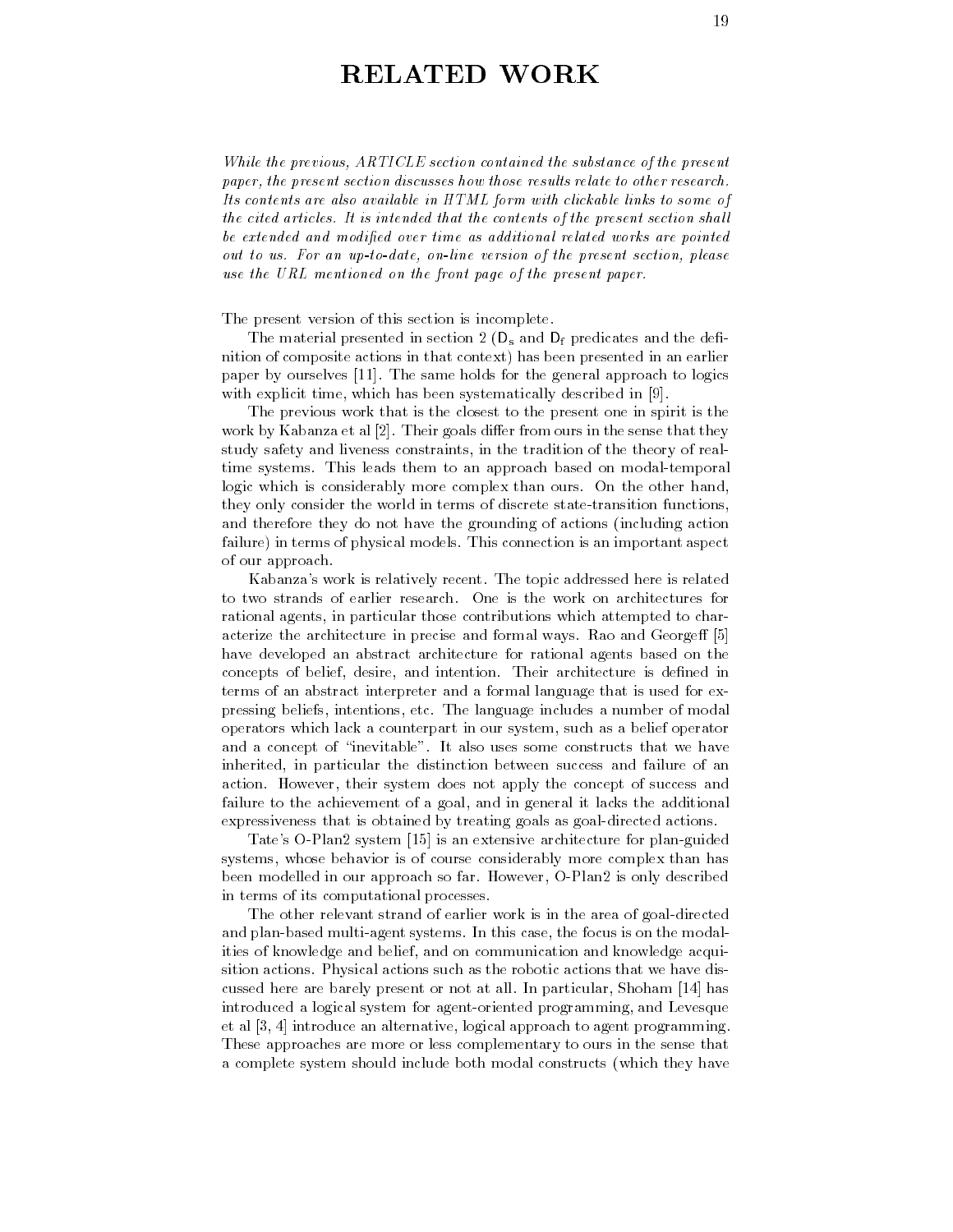# RELATED WORK

*While the previous, ARTICLE section contained the substance of the present paper, the present section discusses how those results relate to other research. Its contents are also available in HTML form with clickable links to some of the cited articles. It is intended that the contents of the present section shall be extended and modified over time as additional related works are pointed out to us. For an up-to-date, on-line version of the present section, please use the URL mentioned on the front page of the present paper.*

The present version of this section is incomplete.

The material presented in section 2 ($\mathsf{D_s}$ and $\mathsf{D_f}$ predicates and the definition of composite actions in that context) has been presented in an earlier paper by ourselves [11]. The same holds for the general approach to logics with explicit time, which has been systematically described in [9].

The previous work that is the closest to the present one in spirit is the work by Kabanza et al [2]. Their goals differ from ours in the sense that they study safety and liveness constraints, in the tradition of the theory of real-time systems. This leads them to an approach based on modal-temporal logic which is considerably more complex than ours. On the other hand, they only consider the world in terms of discrete state-transition functions, and therefore they do not have the grounding of actions (including action failure) in terms of physical models. This connection is an important aspect of our approach.

Kabanza's work is relatively recent. The topic addressed here is related to two strands of earlier research. One is the work on architectures for rational agents, in particular those contributions which attempted to characterize the architecture in precise and formal ways. Rao and Georgeff [5] have developed an abstract architecture for rational agents based on the concepts of belief, desire, and intention. Their architecture is defined in terms of an abstract interpreter and a formal language that is used for expressing beliefs, intentions, etc. The language includes a number of modal operators which lack a counterpart in our system, such as a belief operator and a concept of "inevitable". It also uses some constructs that we have inherited, in particular the distinction between success and failure of an action. However, their system does not apply the concept of success and failure to the achievement of a goal, and in general it lacks the additional expressiveness that is obtained by treating goals as goal-directed actions.

Tate's O-Plan2 system [15] is an extensive architecture for plan-guided systems, whose behavior is of course considerably more complex than has been modelled in our approach so far. However, O-Plan2 is only described in terms of its computational processes.

The other relevant strand of earlier work is in the area of goal-directed and plan-based multi-agent systems. In this case, the focus is on the modalities of knowledge and belief, and on communication and knowledge acquisition actions. Physical actions such as the robotic actions that we have discussed here are barely present or not at all. In particular, Shoham [14] has introduced a logical system for agent-oriented programming, and Levesque et al [3, 4] introduce an alternative, logical approach to agent programming. These approaches are more or less complementary to ours in the sense that a complete system should include both modal constructs (which they have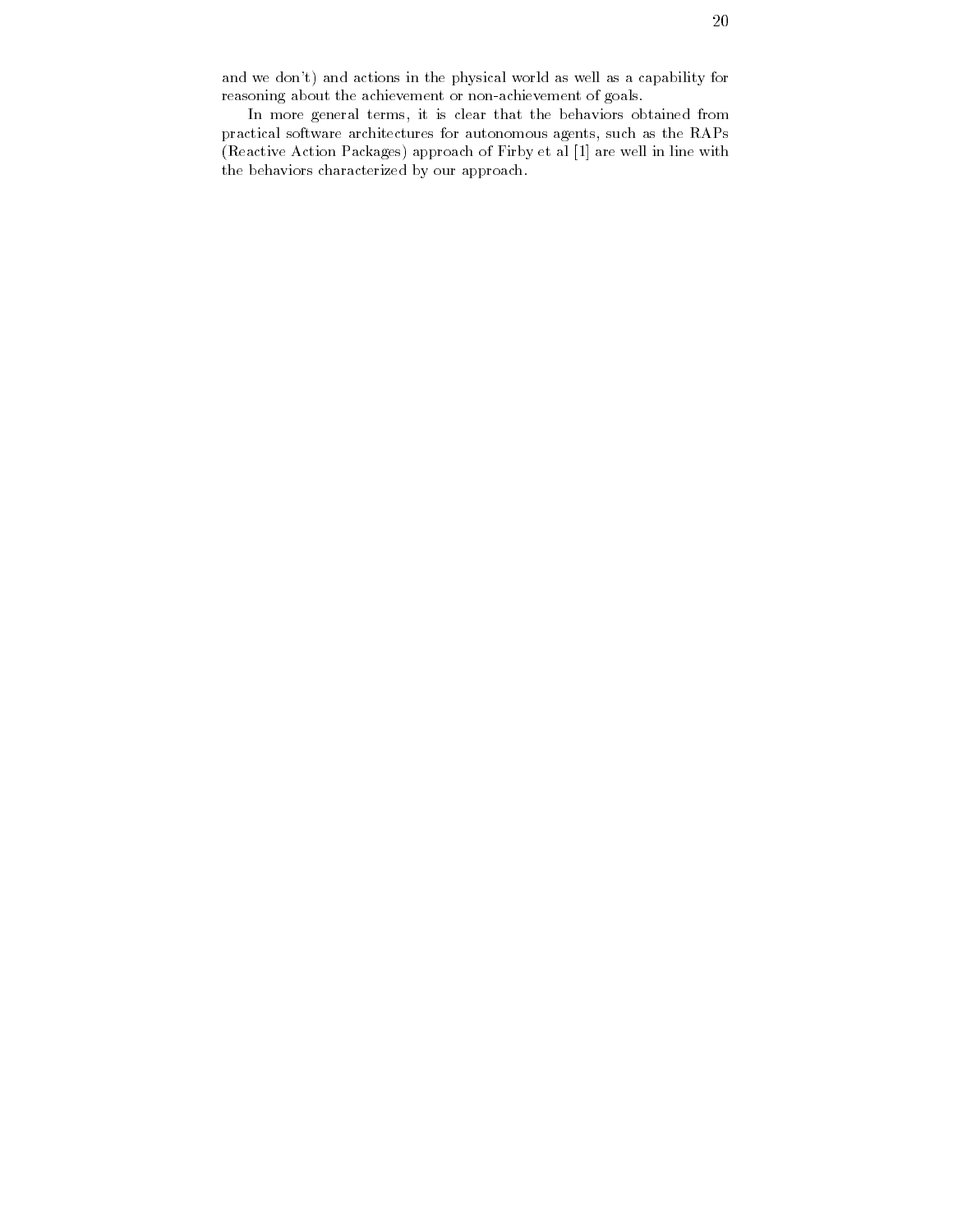and we don't) and actions in the physical world as well as a capability for reasoning about the achievement or non-achievement of goals.

In more general terms, it is clear that the behaviors obtained from practical software architectures for autonomous agents, such as the RAPs (Reactive Action Packages) approach of Firby et al [1] are well in line with the behaviors characterized by our approach.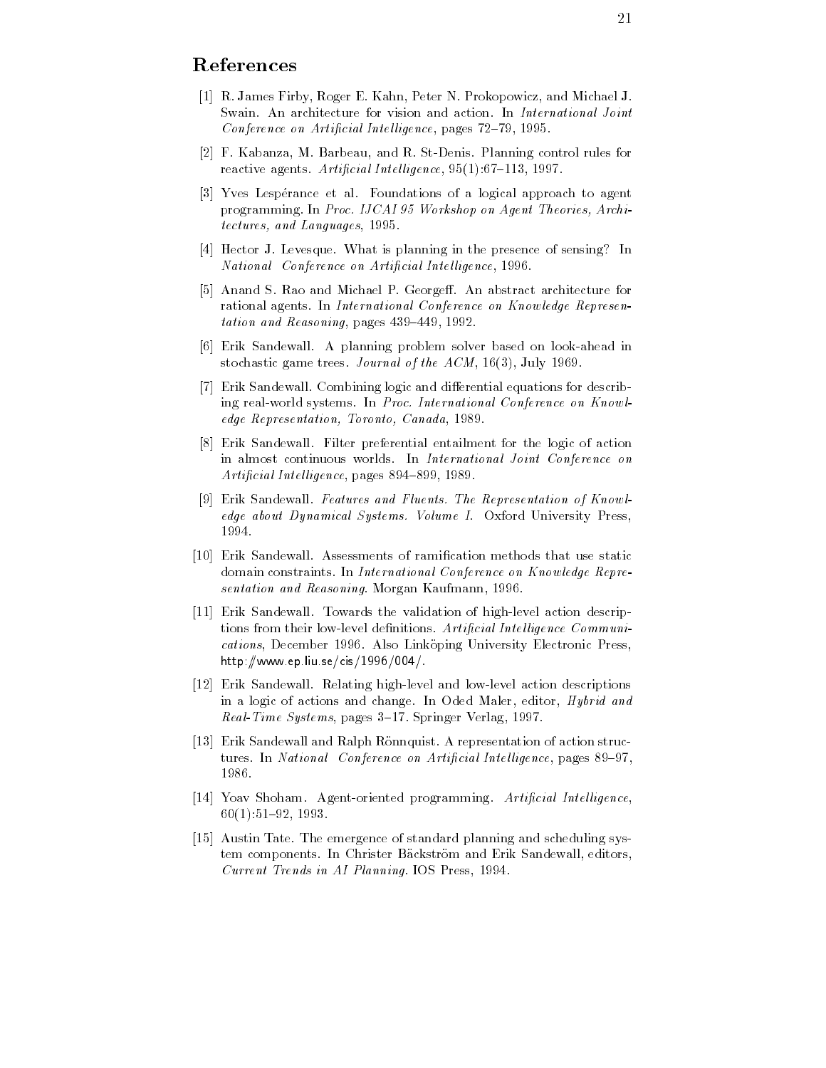## References

[1] R. James Firby, Roger E. Kahn, Peter N. Prokopowicz, and Michael J. Swain. An architecture for vision and action. In *International Joint Conference on Artificial Intelligence*, pages 72–79, 1995.

[2] F. Kabanza, M. Barbeau, and R. St-Denis. Planning control rules for reactive agents. *Artificial Intelligence*, 95(1):67–113, 1997.

[3] Yves Lespérance et al. Foundations of a logical approach to agent programming. In *Proc. IJCAI 95 Workshop on Agent Theories, Architectures, and Languages*, 1995.

[4] Hector J. Levesque. What is planning in the presence of sensing? In *National Conference on Artificial Intelligence*, 1996.

[5] Anand S. Rao and Michael P. Georgeff. An abstract architecture for rational agents. In *International Conference on Knowledge Representation and Reasoning*, pages 439–449, 1992.

[6] Erik Sandewall. A planning problem solver based on look-ahead in stochastic game trees. *Journal of the ACM*, 16(3), July 1969.

[7] Erik Sandewall. Combining logic and differential equations for describing real-world systems. In *Proc. International Conference on Knowledge Representation, Toronto, Canada*, 1989.

[8] Erik Sandewall. Filter preferential entailment for the logic of action in almost continuous worlds. In *International Joint Conference on Artificial Intelligence*, pages 894–899, 1989.

[9] Erik Sandewall. *Features and Fluents. The Representation of Knowledge about Dynamical Systems. Volume I.* Oxford University Press, 1994.

[10] Erik Sandewall. Assessments of ramification methods that use static domain constraints. In *International Conference on Knowledge Representation and Reasoning*. Morgan Kaufmann, 1996.

[11] Erik Sandewall. Towards the validation of high-level action descriptions from their low-level definitions. *Artificial Intelligence Communications*, December 1996. Also Linköping University Electronic Press, http://www.ep.liu.se/cis/1996/004/.

[12] Erik Sandewall. Relating high-level and low-level action descriptions in a logic of actions and change. In Oded Maler, editor, *Hybrid and Real-Time Systems*, pages 3–17. Springer Verlag, 1997.

[13] Erik Sandewall and Ralph Rönnquist. A representation of action structures. In *National Conference on Artificial Intelligence*, pages 89–97, 1986.

[14] Yoav Shoham. Agent-oriented programming. *Artificial Intelligence*, 60(1):51–92, 1993.

[15] Austin Tate. The emergence of standard planning and scheduling system components. In Christer Bäckström and Erik Sandewall, editors, *Current Trends in AI Planning*. IOS Press, 1994.